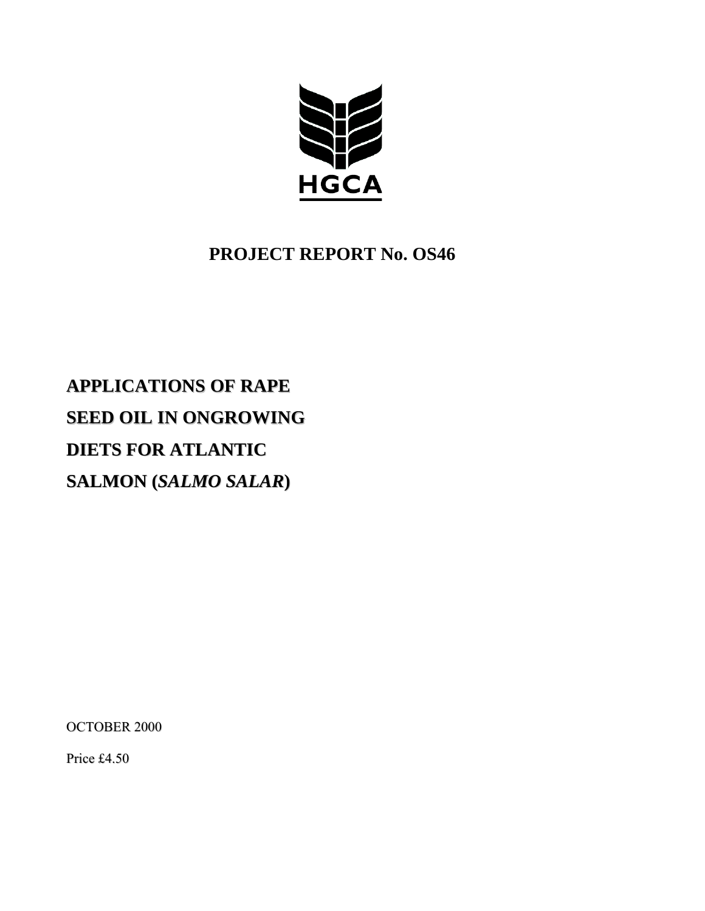HGCA

**PROJECT REPORT No. OS46**

# APPLICATIONS OF RAPE SEED OIL IN ONGROWING DIETS FOR ATLANTIC SALMON (*SALMO SALAR*)

OCTOBER 2000

Price £4.50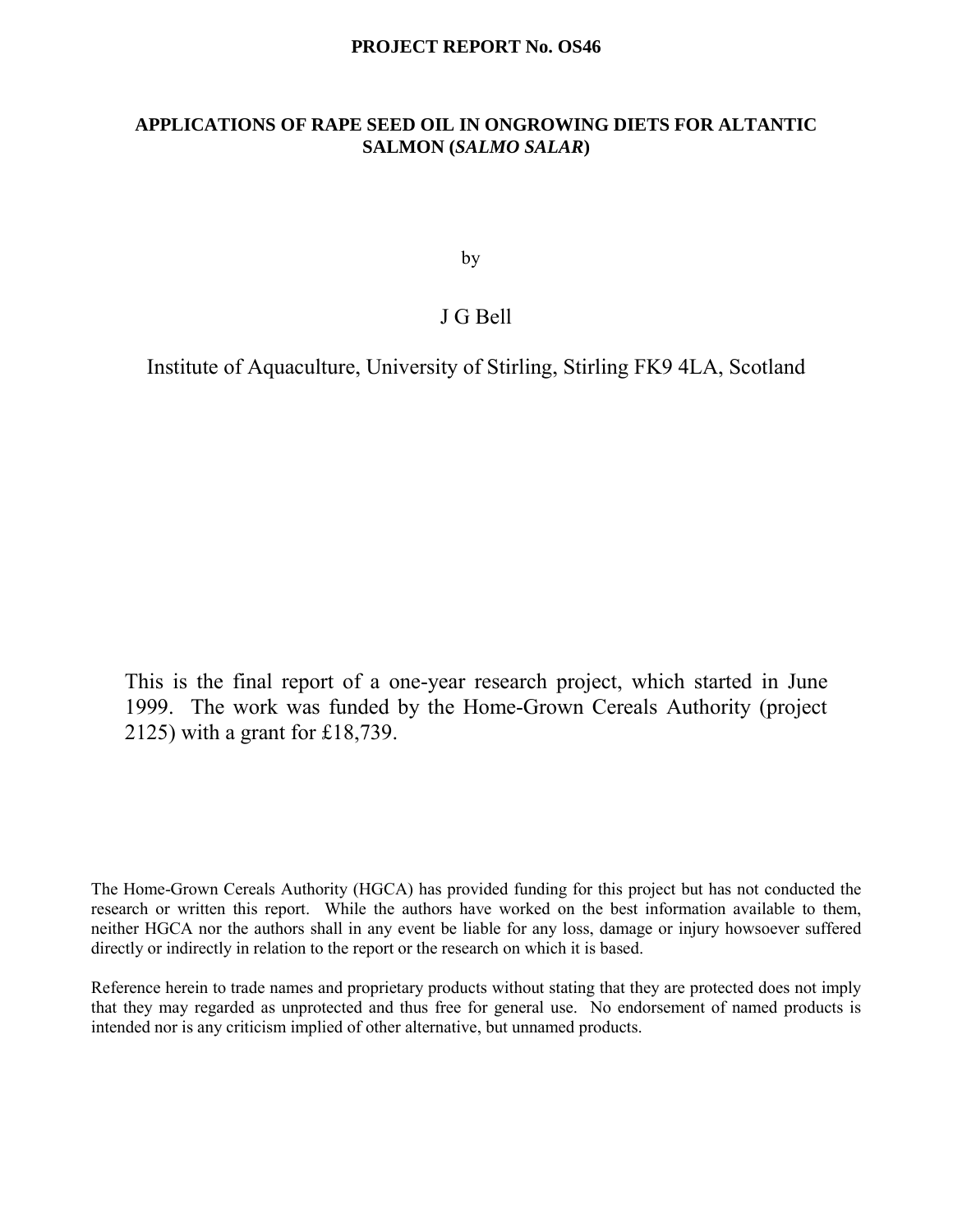**PROJECT REPORT No. OS46**

# APPLICATIONS OF RAPE SEED OIL IN ONGROWING DIETS FOR ALTANTIC SALMON (*SALMO SALAR*)

by

J G Bell

Institute of Aquaculture, University of Stirling, Stirling FK9 4LA, Scotland

This is the final report of a one-year research project, which started in June 1999. The work was funded by the Home-Grown Cereals Authority (project 2125) with a grant for £18,739.

The Home-Grown Cereals Authority (HGCA) has provided funding for this project but has not conducted the research or written this report. While the authors have worked on the best information available to them, neither HGCA nor the authors shall in any event be liable for any loss, damage or injury howsoever suffered directly or indirectly in relation to the report or the research on which it is based.

Reference herein to trade names and proprietary products without stating that they are protected does not imply that they may regarded as unprotected and thus free for general use. No endorsement of named products is intended nor is any criticism implied of other alternative, but unnamed products.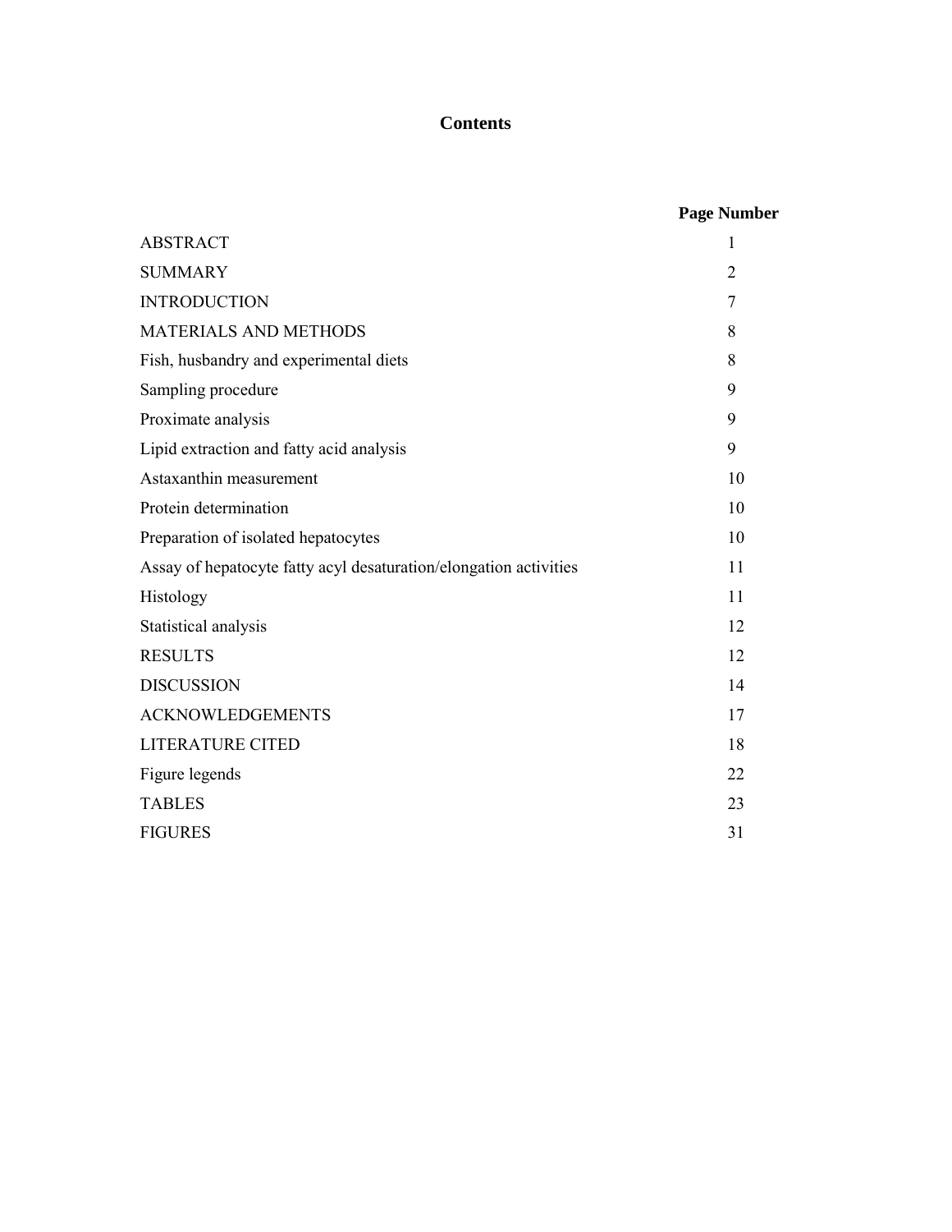# Contents

| | Page Number |
|---|---|
| ABSTRACT | 1 |
| SUMMARY | 2 |
| INTRODUCTION | 7 |
| MATERIALS AND METHODS | 8 |
| Fish, husbandry and experimental diets | 8 |
| Sampling procedure | 9 |
| Proximate analysis | 9 |
| Lipid extraction and fatty acid analysis | 9 |
| Astaxanthin measurement | 10 |
| Protein determination | 10 |
| Preparation of isolated hepatocytes | 10 |
| Assay of hepatocyte fatty acyl desaturation/elongation activities | 11 |
| Histology | 11 |
| Statistical analysis | 12 |
| RESULTS | 12 |
| DISCUSSION | 14 |
| ACKNOWLEDGEMENTS | 17 |
| LITERATURE CITED | 18 |
| Figure legends | 22 |
| TABLES | 23 |
| FIGURES | 31 |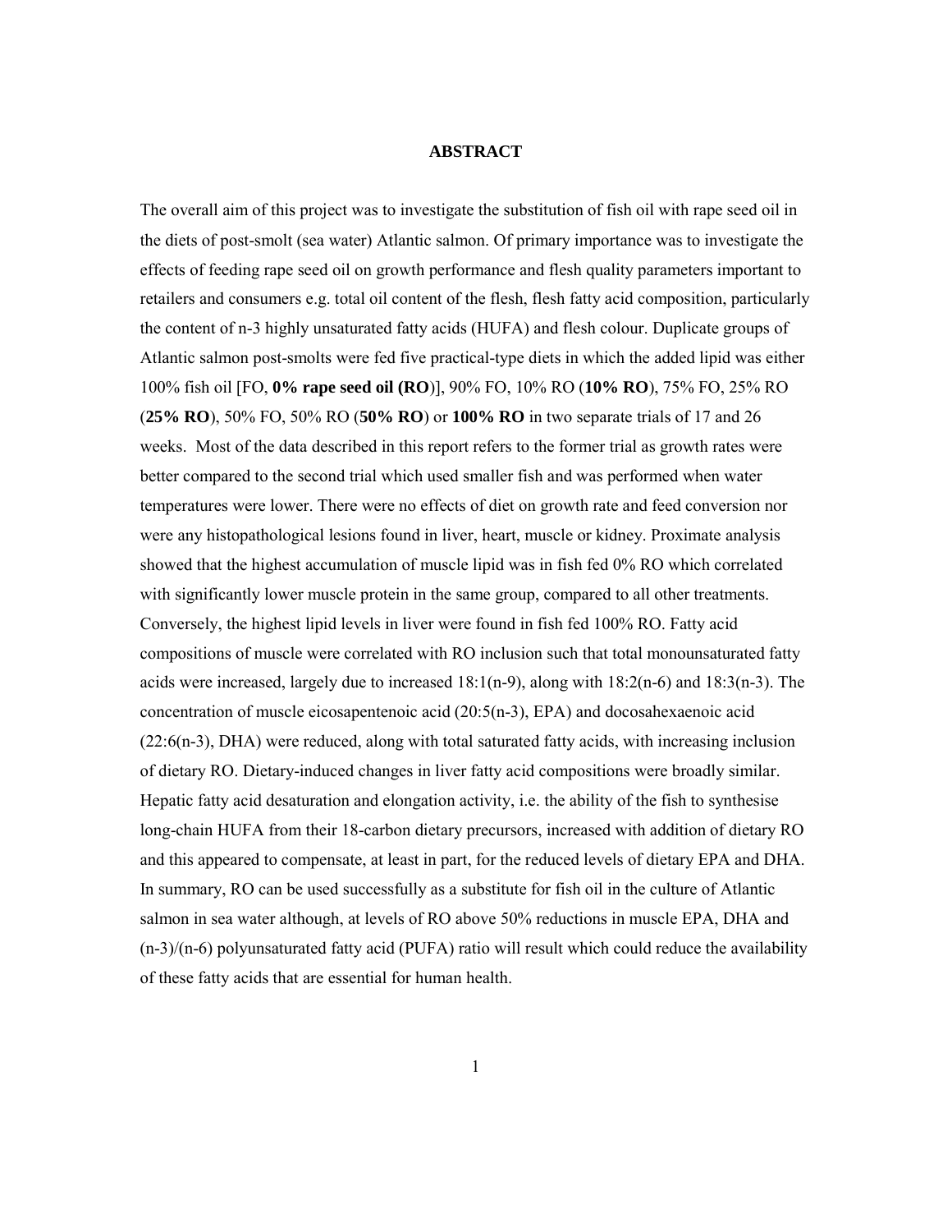# ABSTRACT

The overall aim of this project was to investigate the substitution of fish oil with rape seed oil in the diets of post-smolt (sea water) Atlantic salmon. Of primary importance was to investigate the effects of feeding rape seed oil on growth performance and flesh quality parameters important to retailers and consumers e.g. total oil content of the flesh, flesh fatty acid composition, particularly the content of n-3 highly unsaturated fatty acids (HUFA) and flesh colour. Duplicate groups of Atlantic salmon post-smolts were fed five practical-type diets in which the added lipid was either 100% fish oil [FO, **0% rape seed oil (RO)**], 90% FO, 10% RO (**10% RO**), 75% FO, 25% RO (**25% RO**), 50% FO, 50% RO (**50% RO**) or **100% RO** in two separate trials of 17 and 26 weeks. Most of the data described in this report refers to the former trial as growth rates were better compared to the second trial which used smaller fish and was performed when water temperatures were lower. There were no effects of diet on growth rate and feed conversion nor were any histopathological lesions found in liver, heart, muscle or kidney. Proximate analysis showed that the highest accumulation of muscle lipid was in fish fed 0% RO which correlated with significantly lower muscle protein in the same group, compared to all other treatments. Conversely, the highest lipid levels in liver were found in fish fed 100% RO. Fatty acid compositions of muscle were correlated with RO inclusion such that total monounsaturated fatty acids were increased, largely due to increased 18:1(n-9), along with 18:2(n-6) and 18:3(n-3). The concentration of muscle eicosapentenoic acid (20:5(n-3), EPA) and docosahexaenoic acid (22:6(n-3), DHA) were reduced, along with total saturated fatty acids, with increasing inclusion of dietary RO. Dietary-induced changes in liver fatty acid compositions were broadly similar. Hepatic fatty acid desaturation and elongation activity, i.e. the ability of the fish to synthesise long-chain HUFA from their 18-carbon dietary precursors, increased with addition of dietary RO and this appeared to compensate, at least in part, for the reduced levels of dietary EPA and DHA. In summary, RO can be used successfully as a substitute for fish oil in the culture of Atlantic salmon in sea water although, at levels of RO above 50% reductions in muscle EPA, DHA and (n-3)/(n-6) polyunsaturated fatty acid (PUFA) ratio will result which could reduce the availability of these fatty acids that are essential for human health.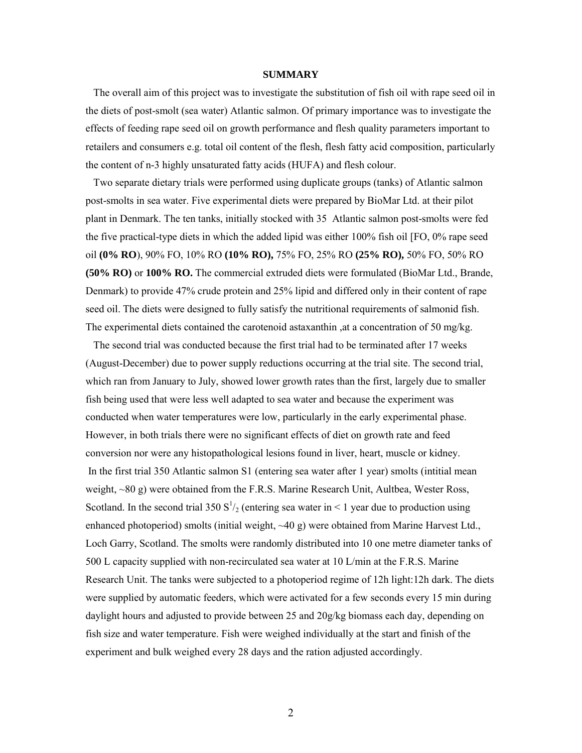## SUMMARY

The overall aim of this project was to investigate the substitution of fish oil with rape seed oil in the diets of post-smolt (sea water) Atlantic salmon. Of primary importance was to investigate the effects of feeding rape seed oil on growth performance and flesh quality parameters important to retailers and consumers e.g. total oil content of the flesh, flesh fatty acid composition, particularly the content of n-3 highly unsaturated fatty acids (HUFA) and flesh colour.

Two separate dietary trials were performed using duplicate groups (tanks) of Atlantic salmon post-smolts in sea water. Five experimental diets were prepared by BioMar Ltd. at their pilot plant in Denmark. The ten tanks, initially stocked with 35 Atlantic salmon post-smolts were fed the five practical-type diets in which the added lipid was either 100% fish oil [FO, 0% rape seed oil **(0% RO**), 90% FO, 10% RO **(10% RO),** 75% FO, 25% RO **(25% RO),** 50% FO, 50% RO **(50% RO)** or **100% RO.** The commercial extruded diets were formulated (BioMar Ltd., Brande, Denmark) to provide 47% crude protein and 25% lipid and differed only in their content of rape seed oil. The diets were designed to fully satisfy the nutritional requirements of salmonid fish. The experimental diets contained the carotenoid astaxanthin ,at a concentration of 50 mg/kg.

The second trial was conducted because the first trial had to be terminated after 17 weeks (August-December) due to power supply reductions occurring at the trial site. The second trial, which ran from January to July, showed lower growth rates than the first, largely due to smaller fish being used that were less well adapted to sea water and because the experiment was conducted when water temperatures were low, particularly in the early experimental phase. However, in both trials there were no significant effects of diet on growth rate and feed conversion nor were any histopathological lesions found in liver, heart, muscle or kidney. In the first trial 350 Atlantic salmon S1 (entering sea water after 1 year) smolts (intitial mean weight, ~80 g) were obtained from the F.R.S. Marine Research Unit, Aultbea, Wester Ross, Scotland. In the second trial 350 $S^1/_2$ (entering sea water in < 1 year due to production using enhanced photoperiod) smolts (initial weight, ~40 g) were obtained from Marine Harvest Ltd., Loch Garry, Scotland. The smolts were randomly distributed into 10 one metre diameter tanks of 500 L capacity supplied with non-recirculated sea water at 10 L/min at the F.R.S. Marine Research Unit. The tanks were subjected to a photoperiod regime of 12h light:12h dark. The diets were supplied by automatic feeders, which were activated for a few seconds every 15 min during daylight hours and adjusted to provide between 25 and 20g/kg biomass each day, depending on fish size and water temperature. Fish were weighed individually at the start and finish of the experiment and bulk weighed every 28 days and the ration adjusted accordingly.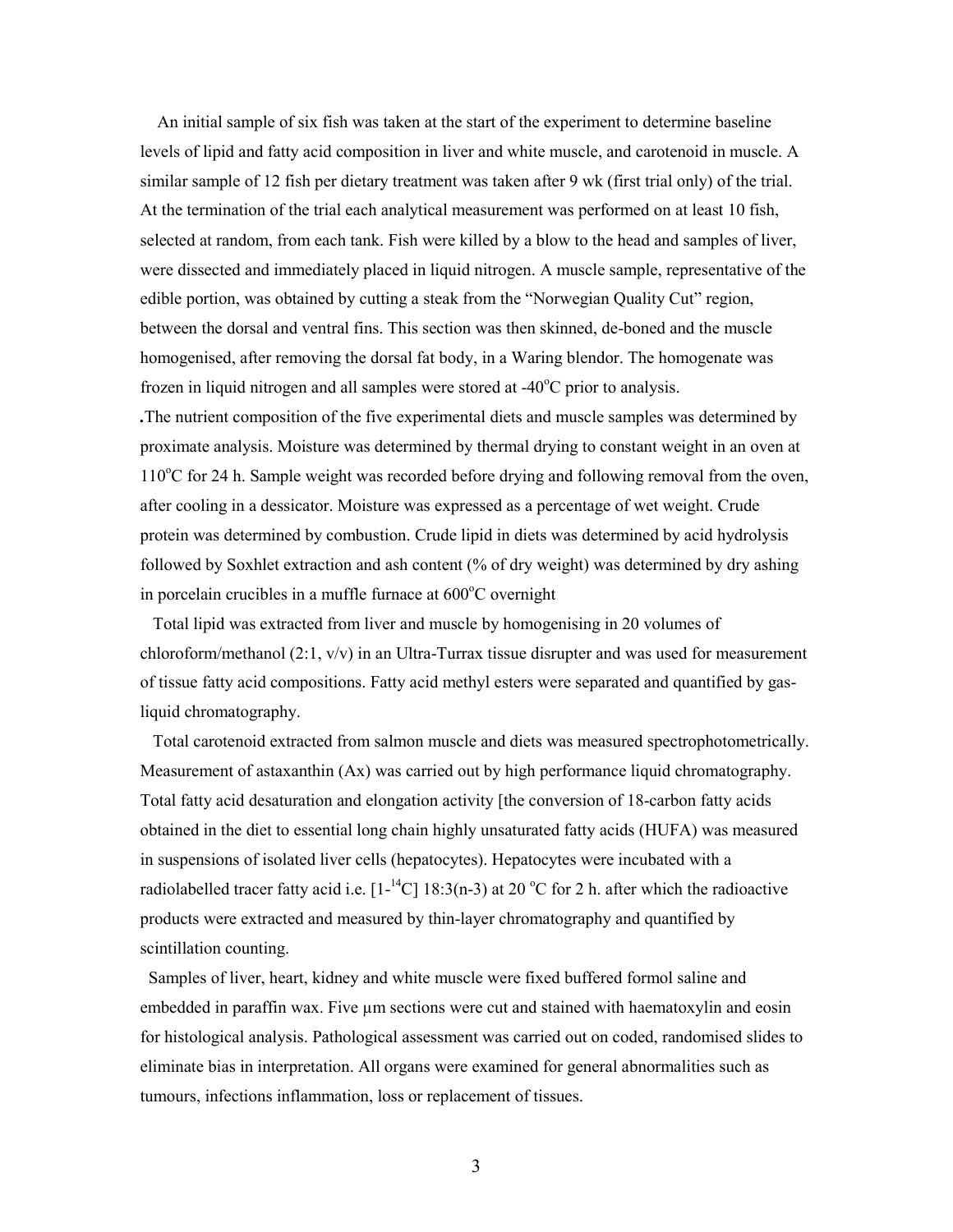An initial sample of six fish was taken at the start of the experiment to determine baseline levels of lipid and fatty acid composition in liver and white muscle, and carotenoid in muscle. A similar sample of 12 fish per dietary treatment was taken after 9 wk (first trial only) of the trial. At the termination of the trial each analytical measurement was performed on at least 10 fish, selected at random, from each tank. Fish were killed by a blow to the head and samples of liver, were dissected and immediately placed in liquid nitrogen. A muscle sample, representative of the edible portion, was obtained by cutting a steak from the "Norwegian Quality Cut" region, between the dorsal and ventral fins. This section was then skinned, de-boned and the muscle homogenised, after removing the dorsal fat body, in a Waring blendor. The homogenate was frozen in liquid nitrogen and all samples were stored at -40°C prior to analysis.

**.**The nutrient composition of the five experimental diets and muscle samples was determined by proximate analysis. Moisture was determined by thermal drying to constant weight in an oven at 110°C for 24 h. Sample weight was recorded before drying and following removal from the oven, after cooling in a dessicator. Moisture was expressed as a percentage of wet weight. Crude protein was determined by combustion. Crude lipid in diets was determined by acid hydrolysis followed by Soxhlet extraction and ash content (% of dry weight) was determined by dry ashing in porcelain crucibles in a muffle furnace at 600°C overnight

Total lipid was extracted from liver and muscle by homogenising in 20 volumes of chloroform/methanol (2:1, v/v) in an Ultra-Turrax tissue disrupter and was used for measurement of tissue fatty acid compositions. Fatty acid methyl esters were separated and quantified by gas-liquid chromatography.

Total carotenoid extracted from salmon muscle and diets was measured spectrophotometrically. Measurement of astaxanthin (Ax) was carried out by high performance liquid chromatography. Total fatty acid desaturation and elongation activity [the conversion of 18-carbon fatty acids obtained in the diet to essential long chain highly unsaturated fatty acids (HUFA) was measured in suspensions of isolated liver cells (hepatocytes). Hepatocytes were incubated with a radiolabelled tracer fatty acid i.e. [1-$^{14}$C] 18:3(n-3) at 20 °C for 2 h. after which the radioactive products were extracted and measured by thin-layer chromatography and quantified by scintillation counting.

Samples of liver, heart, kidney and white muscle were fixed buffered formol saline and embedded in paraffin wax. Five µm sections were cut and stained with haematoxylin and eosin for histological analysis. Pathological assessment was carried out on coded, randomised slides to eliminate bias in interpretation. All organs were examined for general abnormalities such as tumours, infections inflammation, loss or replacement of tissues.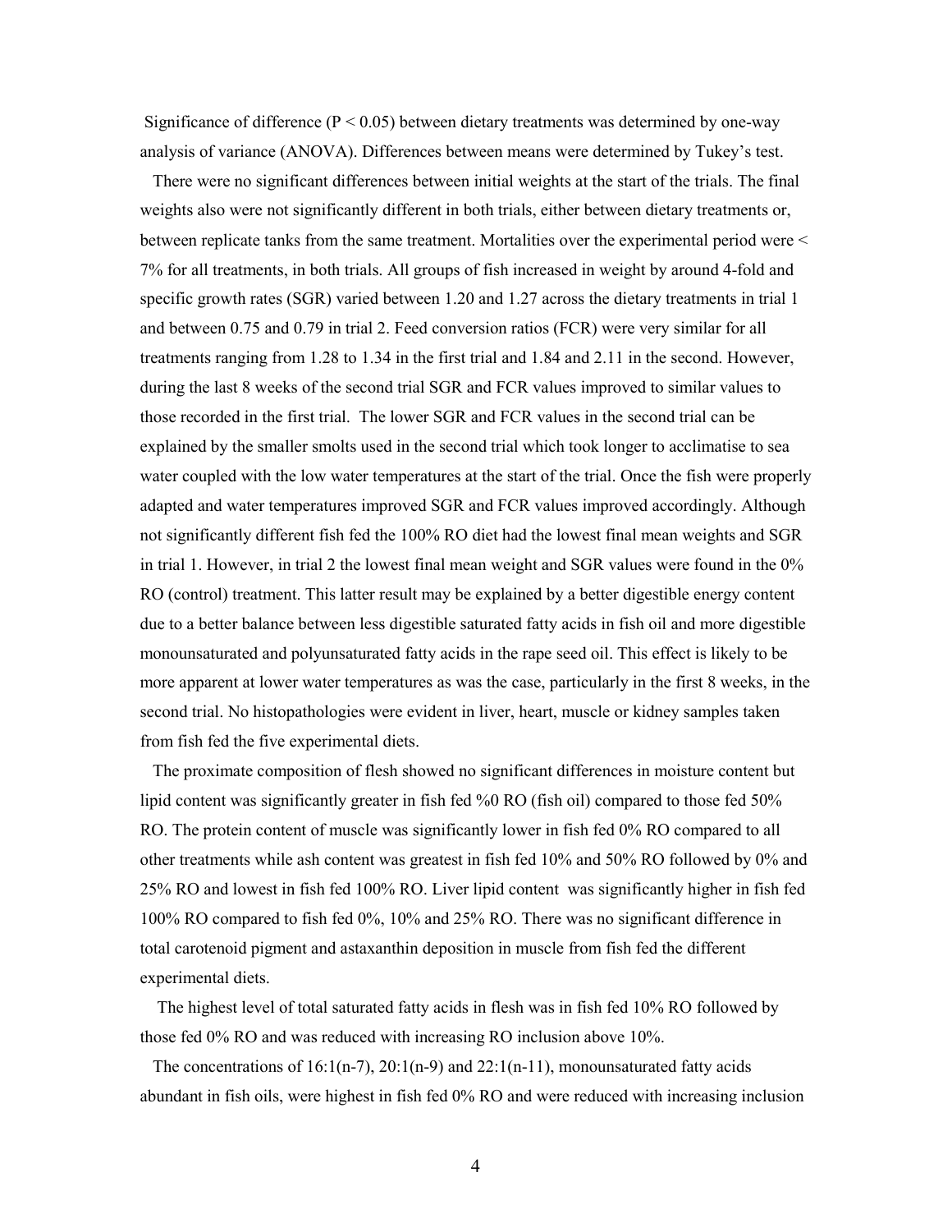Significance of difference ($P < 0.05$) between dietary treatments was determined by one-way analysis of variance (ANOVA). Differences between means were determined by Tukey's test.

There were no significant differences between initial weights at the start of the trials. The final weights also were not significantly different in both trials, either between dietary treatments or, between replicate tanks from the same treatment. Mortalities over the experimental period were < 7% for all treatments, in both trials. All groups of fish increased in weight by around 4-fold and specific growth rates (SGR) varied between 1.20 and 1.27 across the dietary treatments in trial 1 and between 0.75 and 0.79 in trial 2. Feed conversion ratios (FCR) were very similar for all treatments ranging from 1.28 to 1.34 in the first trial and 1.84 and 2.11 in the second. However, during the last 8 weeks of the second trial SGR and FCR values improved to similar values to those recorded in the first trial. The lower SGR and FCR values in the second trial can be explained by the smaller smolts used in the second trial which took longer to acclimatise to sea water coupled with the low water temperatures at the start of the trial. Once the fish were properly adapted and water temperatures improved SGR and FCR values improved accordingly. Although not significantly different fish fed the 100% RO diet had the lowest final mean weights and SGR in trial 1. However, in trial 2 the lowest final mean weight and SGR values were found in the 0% RO (control) treatment. This latter result may be explained by a better digestible energy content due to a better balance between less digestible saturated fatty acids in fish oil and more digestible monounsaturated and polyunsaturated fatty acids in the rape seed oil. This effect is likely to be more apparent at lower water temperatures as was the case, particularly in the first 8 weeks, in the second trial. No histopathologies were evident in liver, heart, muscle or kidney samples taken from fish fed the five experimental diets.

The proximate composition of flesh showed no significant differences in moisture content but lipid content was significantly greater in fish fed %0 RO (fish oil) compared to those fed 50% RO. The protein content of muscle was significantly lower in fish fed 0% RO compared to all other treatments while ash content was greatest in fish fed 10% and 50% RO followed by 0% and 25% RO and lowest in fish fed 100% RO. Liver lipid content was significantly higher in fish fed 100% RO compared to fish fed 0%, 10% and 25% RO. There was no significant difference in total carotenoid pigment and astaxanthin deposition in muscle from fish fed the different experimental diets.

The highest level of total saturated fatty acids in flesh was in fish fed 10% RO followed by those fed 0% RO and was reduced with increasing RO inclusion above 10%.

The concentrations of 16:1(n-7), 20:1(n-9) and 22:1(n-11), monounsaturated fatty acids abundant in fish oils, were highest in fish fed 0% RO and were reduced with increasing inclusion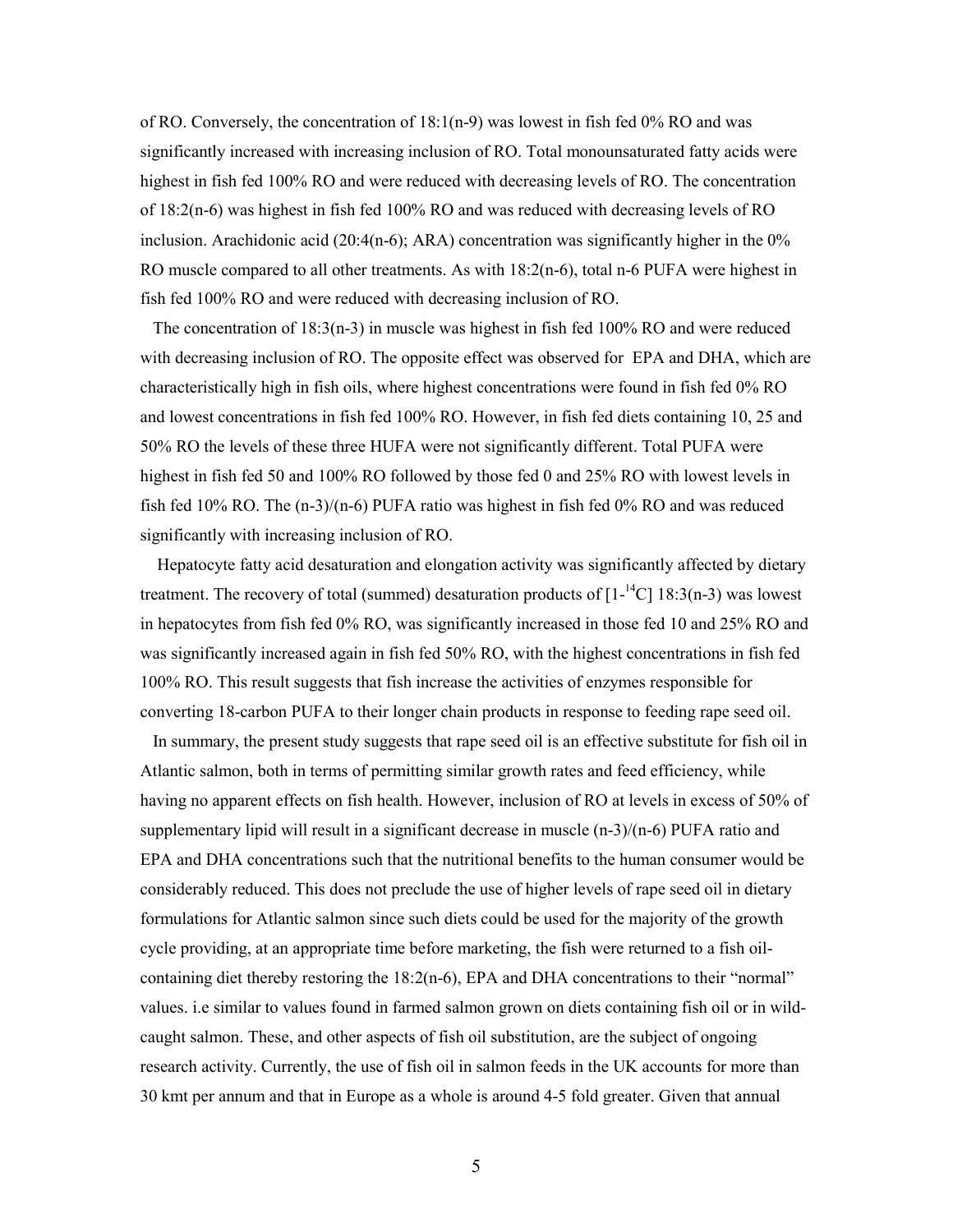of RO. Conversely, the concentration of 18:1(n-9) was lowest in fish fed 0% RO and was significantly increased with increasing inclusion of RO. Total monounsaturated fatty acids were highest in fish fed 100% RO and were reduced with decreasing levels of RO. The concentration of 18:2(n-6) was highest in fish fed 100% RO and was reduced with decreasing levels of RO inclusion. Arachidonic acid (20:4(n-6); ARA) concentration was significantly higher in the 0% RO muscle compared to all other treatments. As with 18:2(n-6), total n-6 PUFA were highest in fish fed 100% RO and were reduced with decreasing inclusion of RO.

The concentration of 18:3(n-3) in muscle was highest in fish fed 100% RO and were reduced with decreasing inclusion of RO. The opposite effect was observed for EPA and DHA, which are characteristically high in fish oils, where highest concentrations were found in fish fed 0% RO and lowest concentrations in fish fed 100% RO. However, in fish fed diets containing 10, 25 and 50% RO the levels of these three HUFA were not significantly different. Total PUFA were highest in fish fed 50 and 100% RO followed by those fed 0 and 25% RO with lowest levels in fish fed 10% RO. The (n-3)/(n-6) PUFA ratio was highest in fish fed 0% RO and was reduced significantly with increasing inclusion of RO.

Hepatocyte fatty acid desaturation and elongation activity was significantly affected by dietary treatment. The recovery of total (summed) desaturation products of [1-$^{14}$C] 18:3(n-3) was lowest in hepatocytes from fish fed 0% RO, was significantly increased in those fed 10 and 25% RO and was significantly increased again in fish fed 50% RO, with the highest concentrations in fish fed 100% RO. This result suggests that fish increase the activities of enzymes responsible for converting 18-carbon PUFA to their longer chain products in response to feeding rape seed oil.

In summary, the present study suggests that rape seed oil is an effective substitute for fish oil in Atlantic salmon, both in terms of permitting similar growth rates and feed efficiency, while having no apparent effects on fish health. However, inclusion of RO at levels in excess of 50% of supplementary lipid will result in a significant decrease in muscle (n-3)/(n-6) PUFA ratio and EPA and DHA concentrations such that the nutritional benefits to the human consumer would be considerably reduced. This does not preclude the use of higher levels of rape seed oil in dietary formulations for Atlantic salmon since such diets could be used for the majority of the growth cycle providing, at an appropriate time before marketing, the fish were returned to a fish oil-containing diet thereby restoring the 18:2(n-6), EPA and DHA concentrations to their "normal" values. i.e similar to values found in farmed salmon grown on diets containing fish oil or in wild-caught salmon. These, and other aspects of fish oil substitution, are the subject of ongoing research activity. Currently, the use of fish oil in salmon feeds in the UK accounts for more than 30 kmt per annum and that in Europe as a whole is around 4-5 fold greater. Given that annual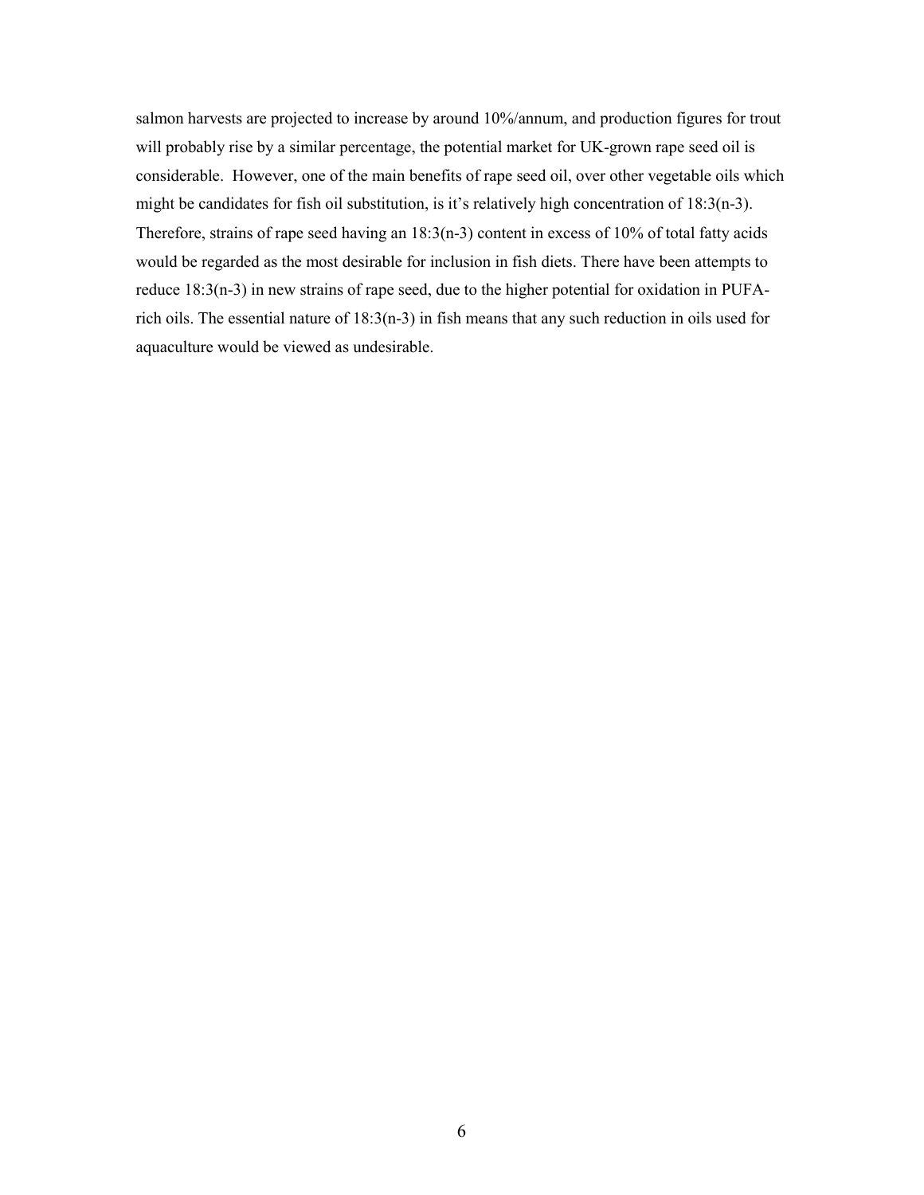salmon harvests are projected to increase by around 10%/annum, and production figures for trout will probably rise by a similar percentage, the potential market for UK-grown rape seed oil is considerable. However, one of the main benefits of rape seed oil, over other vegetable oils which might be candidates for fish oil substitution, is it's relatively high concentration of 18:3(n-3). Therefore, strains of rape seed having an 18:3(n-3) content in excess of 10% of total fatty acids would be regarded as the most desirable for inclusion in fish diets. There have been attempts to reduce 18:3(n-3) in new strains of rape seed, due to the higher potential for oxidation in PUFA-rich oils. The essential nature of 18:3(n-3) in fish means that any such reduction in oils used for aquaculture would be viewed as undesirable.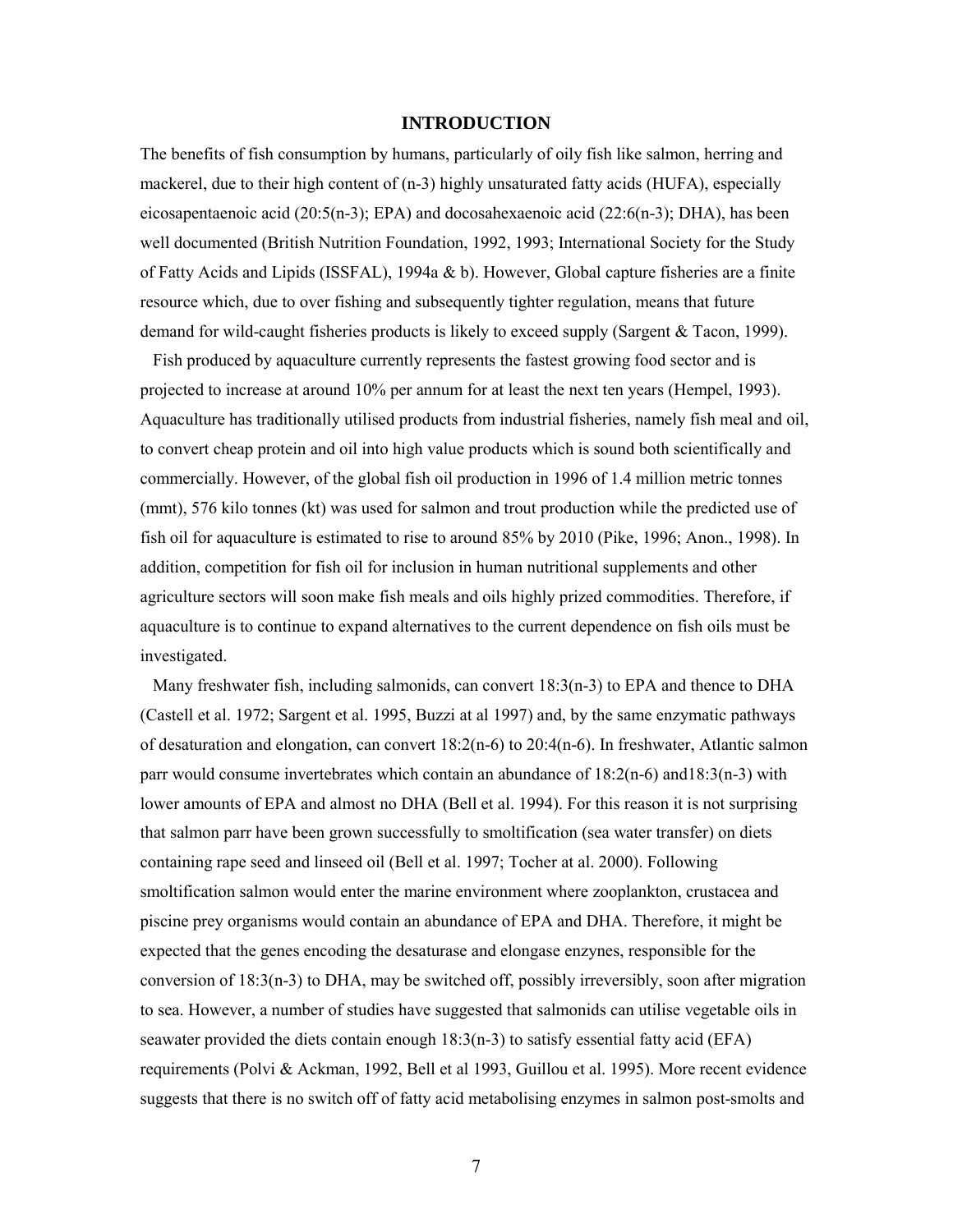## INTRODUCTION

The benefits of fish consumption by humans, particularly of oily fish like salmon, herring and mackerel, due to their high content of (n-3) highly unsaturated fatty acids (HUFA), especially eicosapentaenoic acid (20:5(n-3); EPA) and docosahexaenoic acid (22:6(n-3); DHA), has been well documented (British Nutrition Foundation, 1992, 1993; International Society for the Study of Fatty Acids and Lipids (ISSFAL), 1994a & b). However, Global capture fisheries are a finite resource which, due to over fishing and subsequently tighter regulation, means that future demand for wild-caught fisheries products is likely to exceed supply (Sargent & Tacon, 1999).

Fish produced by aquaculture currently represents the fastest growing food sector and is projected to increase at around 10% per annum for at least the next ten years (Hempel, 1993). Aquaculture has traditionally utilised products from industrial fisheries, namely fish meal and oil, to convert cheap protein and oil into high value products which is sound both scientifically and commercially. However, of the global fish oil production in 1996 of 1.4 million metric tonnes (mmt), 576 kilo tonnes (kt) was used for salmon and trout production while the predicted use of fish oil for aquaculture is estimated to rise to around 85% by 2010 (Pike, 1996; Anon., 1998). In addition, competition for fish oil for inclusion in human nutritional supplements and other agriculture sectors will soon make fish meals and oils highly prized commodities. Therefore, if aquaculture is to continue to expand alternatives to the current dependence on fish oils must be investigated.

Many freshwater fish, including salmonids, can convert 18:3(n-3) to EPA and thence to DHA (Castell et al. 1972; Sargent et al. 1995, Buzzi at al 1997) and, by the same enzymatic pathways of desaturation and elongation, can convert 18:2(n-6) to 20:4(n-6). In freshwater, Atlantic salmon parr would consume invertebrates which contain an abundance of 18:2(n-6) and18:3(n-3) with lower amounts of EPA and almost no DHA (Bell et al. 1994). For this reason it is not surprising that salmon parr have been grown successfully to smoltification (sea water transfer) on diets containing rape seed and linseed oil (Bell et al. 1997; Tocher at al. 2000). Following smoltification salmon would enter the marine environment where zooplankton, crustacea and piscine prey organisms would contain an abundance of EPA and DHA. Therefore, it might be expected that the genes encoding the desaturase and elongase enzynes, responsible for the conversion of 18:3(n-3) to DHA, may be switched off, possibly irreversibly, soon after migration to sea. However, a number of studies have suggested that salmonids can utilise vegetable oils in seawater provided the diets contain enough 18:3(n-3) to satisfy essential fatty acid (EFA) requirements (Polvi & Ackman, 1992, Bell et al 1993, Guillou et al. 1995). More recent evidence suggests that there is no switch off of fatty acid metabolising enzymes in salmon post-smolts and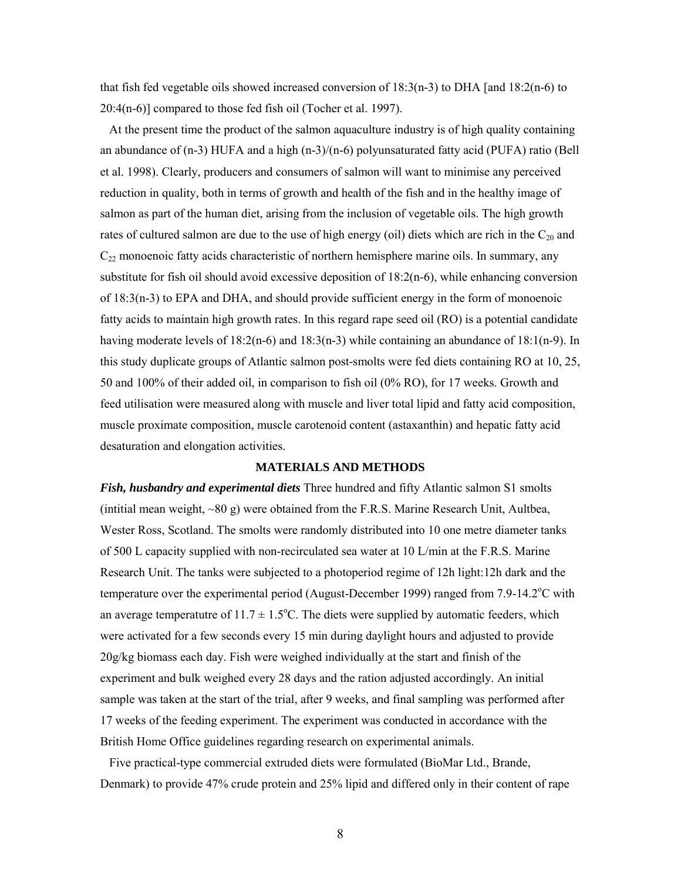that fish fed vegetable oils showed increased conversion of 18:3(n-3) to DHA [and 18:2(n-6) to 20:4(n-6)] compared to those fed fish oil (Tocher et al. 1997).

At the present time the product of the salmon aquaculture industry is of high quality containing an abundance of (n-3) HUFA and a high (n-3)/(n-6) polyunsaturated fatty acid (PUFA) ratio (Bell et al. 1998). Clearly, producers and consumers of salmon will want to minimise any perceived reduction in quality, both in terms of growth and health of the fish and in the healthy image of salmon as part of the human diet, arising from the inclusion of vegetable oils. The high growth rates of cultured salmon are due to the use of high energy (oil) diets which are rich in the $C_{20}$ and $C_{22}$ monoenoic fatty acids characteristic of northern hemisphere marine oils. In summary, any substitute for fish oil should avoid excessive deposition of 18:2(n-6), while enhancing conversion of 18:3(n-3) to EPA and DHA, and should provide sufficient energy in the form of monoenoic fatty acids to maintain high growth rates. In this regard rape seed oil (RO) is a potential candidate having moderate levels of 18:2(n-6) and 18:3(n-3) while containing an abundance of 18:1(n-9). In this study duplicate groups of Atlantic salmon post-smolts were fed diets containing RO at 10, 25, 50 and 100% of their added oil, in comparison to fish oil (0% RO), for 17 weeks. Growth and feed utilisation were measured along with muscle and liver total lipid and fatty acid composition, muscle proximate composition, muscle carotenoid content (astaxanthin) and hepatic fatty acid desaturation and elongation activities.

## MATERIALS AND METHODS

***Fish, husbandry and experimental diets*** Three hundred and fifty Atlantic salmon S1 smolts (intitial mean weight, ~80 g) were obtained from the F.R.S. Marine Research Unit, Aultbea, Wester Ross, Scotland. The smolts were randomly distributed into 10 one metre diameter tanks of 500 L capacity supplied with non-recirculated sea water at 10 L/min at the F.R.S. Marine Research Unit. The tanks were subjected to a photoperiod regime of 12h light:12h dark and the temperature over the experimental period (August-December 1999) ranged from 7.9-14.2°C with an average temperatutre of $11.7 \pm 1.5$°C. The diets were supplied by automatic feeders, which were activated for a few seconds every 15 min during daylight hours and adjusted to provide 20g/kg biomass each day. Fish were weighed individually at the start and finish of the experiment and bulk weighed every 28 days and the ration adjusted accordingly. An initial sample was taken at the start of the trial, after 9 weeks, and final sampling was performed after 17 weeks of the feeding experiment. The experiment was conducted in accordance with the British Home Office guidelines regarding research on experimental animals.

Five practical-type commercial extruded diets were formulated (BioMar Ltd., Brande, Denmark) to provide 47% crude protein and 25% lipid and differed only in their content of rape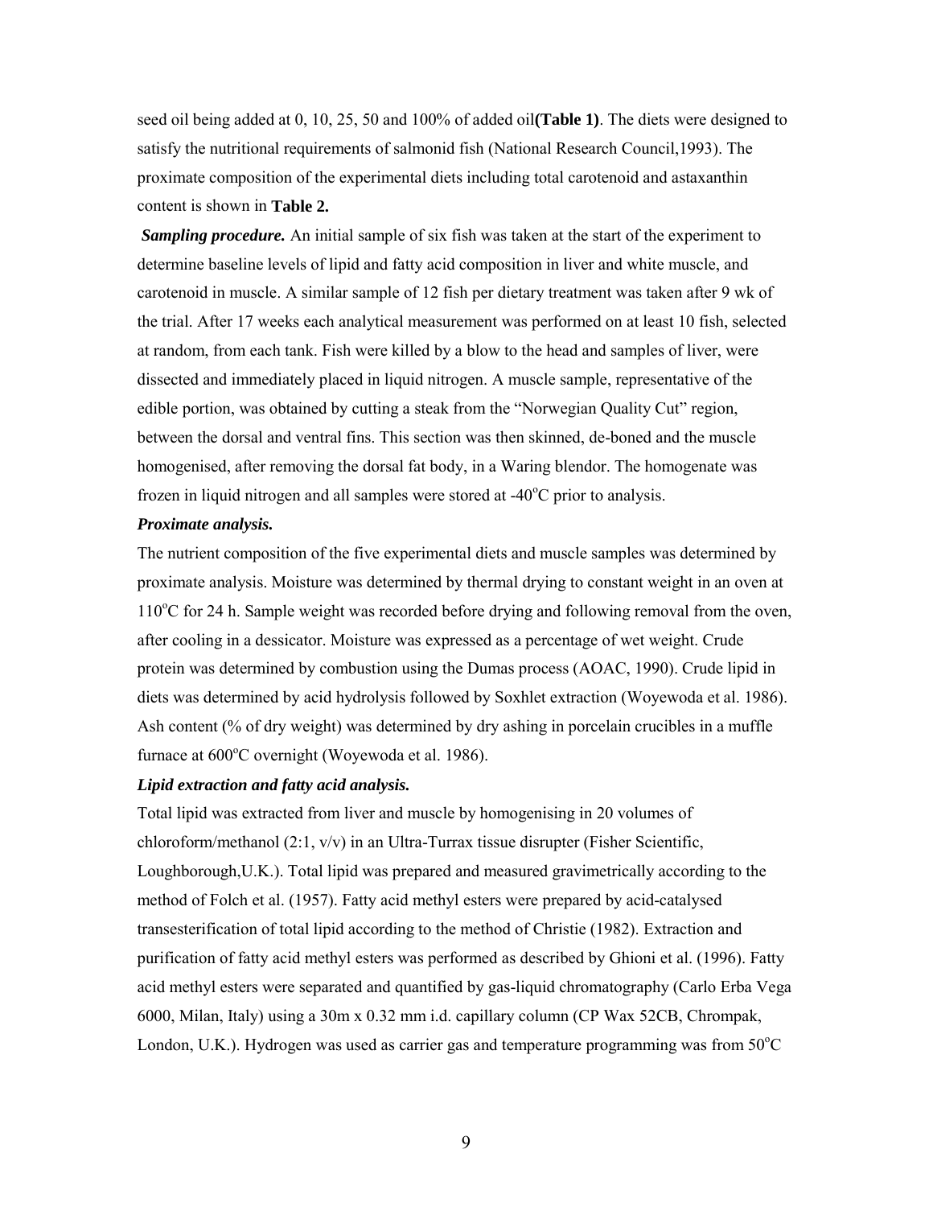seed oil being added at 0, 10, 25, 50 and 100% of added oil**(Table 1)**. The diets were designed to satisfy the nutritional requirements of salmonid fish (National Research Council,1993). The proximate composition of the experimental diets including total carotenoid and astaxanthin content is shown in **Table 2.**

***Sampling procedure.*** An initial sample of six fish was taken at the start of the experiment to determine baseline levels of lipid and fatty acid composition in liver and white muscle, and carotenoid in muscle. A similar sample of 12 fish per dietary treatment was taken after 9 wk of the trial. After 17 weeks each analytical measurement was performed on at least 10 fish, selected at random, from each tank. Fish were killed by a blow to the head and samples of liver, were dissected and immediately placed in liquid nitrogen. A muscle sample, representative of the edible portion, was obtained by cutting a steak from the "Norwegian Quality Cut" region, between the dorsal and ventral fins. This section was then skinned, de-boned and the muscle homogenised, after removing the dorsal fat body, in a Waring blendor. The homogenate was frozen in liquid nitrogen and all samples were stored at -40°C prior to analysis.

***Proximate analysis.***

The nutrient composition of the five experimental diets and muscle samples was determined by proximate analysis. Moisture was determined by thermal drying to constant weight in an oven at 110°C for 24 h. Sample weight was recorded before drying and following removal from the oven, after cooling in a dessicator. Moisture was expressed as a percentage of wet weight. Crude protein was determined by combustion using the Dumas process (AOAC, 1990). Crude lipid in diets was determined by acid hydrolysis followed by Soxhlet extraction (Woyewoda et al. 1986). Ash content (% of dry weight) was determined by dry ashing in porcelain crucibles in a muffle furnace at 600°C overnight (Woyewoda et al. 1986).

***Lipid extraction and fatty acid analysis.***

Total lipid was extracted from liver and muscle by homogenising in 20 volumes of chloroform/methanol (2:1, v/v) in an Ultra-Turrax tissue disrupter (Fisher Scientific, Loughborough,U.K.). Total lipid was prepared and measured gravimetrically according to the method of Folch et al. (1957). Fatty acid methyl esters were prepared by acid-catalysed transesterification of total lipid according to the method of Christie (1982). Extraction and purification of fatty acid methyl esters was performed as described by Ghioni et al. (1996). Fatty acid methyl esters were separated and quantified by gas-liquid chromatography (Carlo Erba Vega 6000, Milan, Italy) using a 30m x 0.32 mm i.d. capillary column (CP Wax 52CB, Chrompak, London, U.K.). Hydrogen was used as carrier gas and temperature programming was from 50°C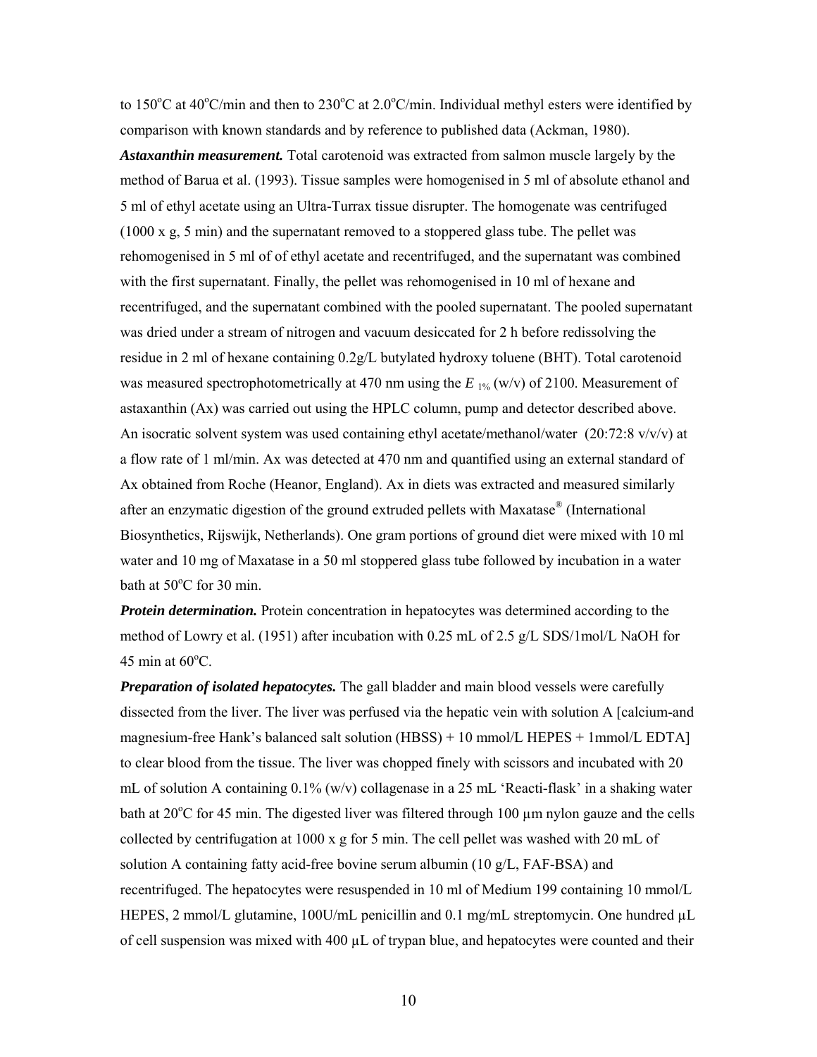to 150°C at 40°C/min and then to 230°C at 2.0°C/min. Individual methyl esters were identified by comparison with known standards and by reference to published data (Ackman, 1980).

***Astaxanthin measurement.*** Total carotenoid was extracted from salmon muscle largely by the method of Barua et al. (1993). Tissue samples were homogenised in 5 ml of absolute ethanol and 5 ml of ethyl acetate using an Ultra-Turrax tissue disrupter. The homogenate was centrifuged (1000 x g, 5 min) and the supernatant removed to a stoppered glass tube. The pellet was rehomogenised in 5 ml of of ethyl acetate and recentrifuged, and the supernatant was combined with the first supernatant. Finally, the pellet was rehomogenised in 10 ml of hexane and recentrifuged, and the supernatant combined with the pooled supernatant. The pooled supernatant was dried under a stream of nitrogen and vacuum desiccated for 2 h before redissolving the residue in 2 ml of hexane containing 0.2g/L butylated hydroxy toluene (BHT). Total carotenoid was measured spectrophotometrically at 470 nm using the $E_{1\%}$ (w/v) of 2100. Measurement of astaxanthin (Ax) was carried out using the HPLC column, pump and detector described above. An isocratic solvent system was used containing ethyl acetate/methanol/water (20:72:8 v/v/v) at a flow rate of 1 ml/min. Ax was detected at 470 nm and quantified using an external standard of Ax obtained from Roche (Heanor, England). Ax in diets was extracted and measured similarly after an enzymatic digestion of the ground extruded pellets with Maxatase® (International Biosynthetics, Rijswijk, Netherlands). One gram portions of ground diet were mixed with 10 ml water and 10 mg of Maxatase in a 50 ml stoppered glass tube followed by incubation in a water bath at 50°C for 30 min.

***Protein determination.*** Protein concentration in hepatocytes was determined according to the method of Lowry et al. (1951) after incubation with 0.25 mL of 2.5 g/L SDS/1mol/L NaOH for 45 min at 60°C.

***Preparation of isolated hepatocytes.*** The gall bladder and main blood vessels were carefully dissected from the liver. The liver was perfused via the hepatic vein with solution A [calcium-and magnesium-free Hank's balanced salt solution (HBSS) + 10 mmol/L HEPES + 1mmol/L EDTA] to clear blood from the tissue. The liver was chopped finely with scissors and incubated with 20 mL of solution A containing 0.1% (w/v) collagenase in a 25 mL 'Reacti-flask' in a shaking water bath at 20°C for 45 min. The digested liver was filtered through 100 µm nylon gauze and the cells collected by centrifugation at 1000 x g for 5 min. The cell pellet was washed with 20 mL of solution A containing fatty acid-free bovine serum albumin (10 g/L, FAF-BSA) and recentrifuged. The hepatocytes were resuspended in 10 ml of Medium 199 containing 10 mmol/L HEPES, 2 mmol/L glutamine, 100U/mL penicillin and 0.1 mg/mL streptomycin. One hundred µL of cell suspension was mixed with 400 µL of trypan blue, and hepatocytes were counted and their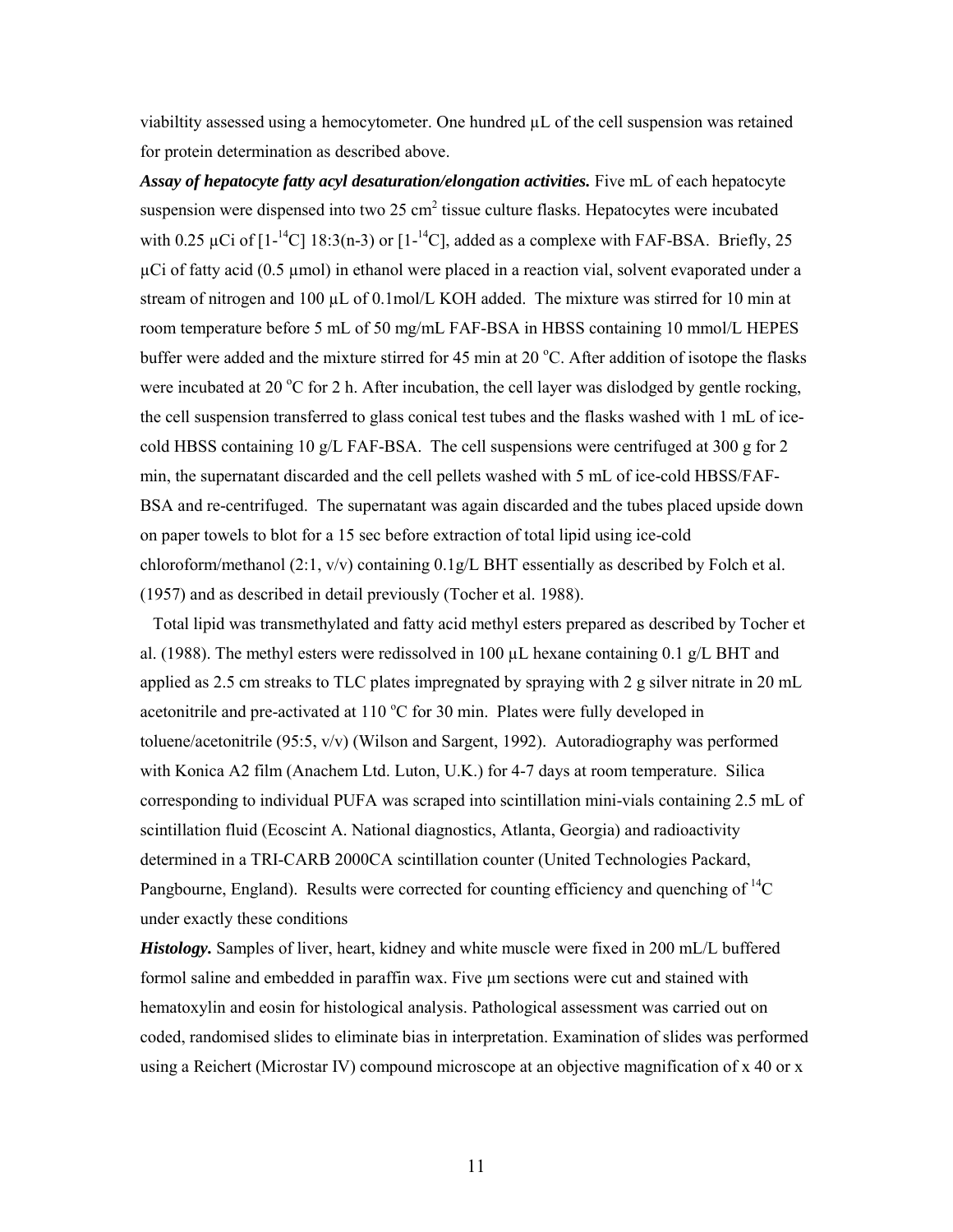viabiltity assessed using a hemocytometer. One hundred μL of the cell suspension was retained for protein determination as described above.

***Assay of hepatocyte fatty acyl desaturation/elongation activities.*** Five mL of each hepatocyte suspension were dispensed into two 25 $cm^2$ tissue culture flasks. Hepatocytes were incubated with 0.25 μCi of [1-$^{14}$C] 18:3(n-3) or [1-$^{14}$C], added as a complexe with FAF-BSA. Briefly, 25 μCi of fatty acid (0.5 μmol) in ethanol were placed in a reaction vial, solvent evaporated under a stream of nitrogen and 100 μL of 0.1mol/L KOH added. The mixture was stirred for 10 min at room temperature before 5 mL of 50 mg/mL FAF-BSA in HBSS containing 10 mmol/L HEPES buffer were added and the mixture stirred for 45 min at 20 °C. After addition of isotope the flasks were incubated at 20 °C for 2 h. After incubation, the cell layer was dislodged by gentle rocking, the cell suspension transferred to glass conical test tubes and the flasks washed with 1 mL of ice-cold HBSS containing 10 g/L FAF-BSA. The cell suspensions were centrifuged at 300 g for 2 min, the supernatant discarded and the cell pellets washed with 5 mL of ice-cold HBSS/FAF-BSA and re-centrifuged. The supernatant was again discarded and the tubes placed upside down on paper towels to blot for a 15 sec before extraction of total lipid using ice-cold chloroform/methanol (2:1, v/v) containing 0.1g/L BHT essentially as described by Folch et al. (1957) and as described in detail previously (Tocher et al. 1988).

Total lipid was transmethylated and fatty acid methyl esters prepared as described by Tocher et al. (1988). The methyl esters were redissolved in 100 μL hexane containing 0.1 g/L BHT and applied as 2.5 cm streaks to TLC plates impregnated by spraying with 2 g silver nitrate in 20 mL acetonitrile and pre-activated at 110 °C for 30 min. Plates were fully developed in toluene/acetonitrile (95:5, v/v) (Wilson and Sargent, 1992). Autoradiography was performed with Konica A2 film (Anachem Ltd. Luton, U.K.) for 4-7 days at room temperature. Silica corresponding to individual PUFA was scraped into scintillation mini-vials containing 2.5 mL of scintillation fluid (Ecoscint A. National diagnostics, Atlanta, Georgia) and radioactivity determined in a TRI-CARB 2000CA scintillation counter (United Technologies Packard, Pangbourne, England). Results were corrected for counting efficiency and quenching of $^{14}$C under exactly these conditions

***Histology.*** Samples of liver, heart, kidney and white muscle were fixed in 200 mL/L buffered formol saline and embedded in paraffin wax. Five μm sections were cut and stained with hematoxylin and eosin for histological analysis. Pathological assessment was carried out on coded, randomised slides to eliminate bias in interpretation. Examination of slides was performed using a Reichert (Microstar IV) compound microscope at an objective magnification of x 40 or x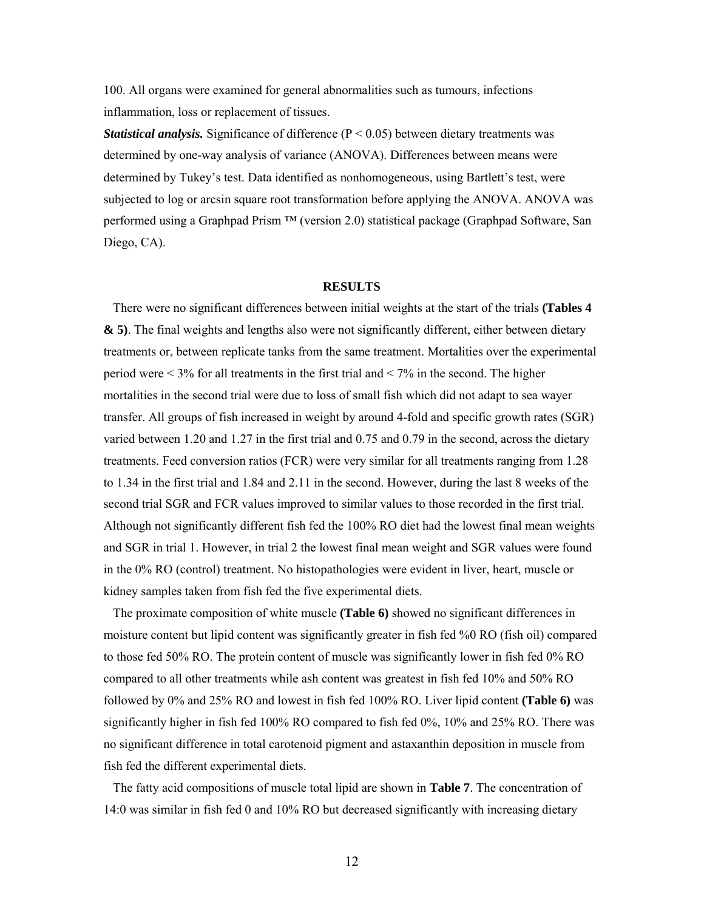100. All organs were examined for general abnormalities such as tumours, infections inflammation, loss or replacement of tissues.

***Statistical analysis.*** Significance of difference ($P < 0.05$) between dietary treatments was determined by one-way analysis of variance (ANOVA). Differences between means were determined by Tukey's test. Data identified as nonhomogeneous, using Bartlett's test, were subjected to log or arcsin square root transformation before applying the ANOVA. ANOVA was performed using a Graphpad Prism ™ (version 2.0) statistical package (Graphpad Software, San Diego, CA).

## RESULTS

There were no significant differences between initial weights at the start of the trials **(Tables 4 & 5)**. The final weights and lengths also were not significantly different, either between dietary treatments or, between replicate tanks from the same treatment. Mortalities over the experimental period were < 3% for all treatments in the first trial and < 7% in the second. The higher mortalities in the second trial were due to loss of small fish which did not adapt to sea wayer transfer. All groups of fish increased in weight by around 4-fold and specific growth rates (SGR) varied between 1.20 and 1.27 in the first trial and 0.75 and 0.79 in the second, across the dietary treatments. Feed conversion ratios (FCR) were very similar for all treatments ranging from 1.28 to 1.34 in the first trial and 1.84 and 2.11 in the second. However, during the last 8 weeks of the second trial SGR and FCR values improved to similar values to those recorded in the first trial. Although not significantly different fish fed the 100% RO diet had the lowest final mean weights and SGR in trial 1. However, in trial 2 the lowest final mean weight and SGR values were found in the 0% RO (control) treatment. No histopathologies were evident in liver, heart, muscle or kidney samples taken from fish fed the five experimental diets.

The proximate composition of white muscle **(Table 6)** showed no significant differences in moisture content but lipid content was significantly greater in fish fed %0 RO (fish oil) compared to those fed 50% RO. The protein content of muscle was significantly lower in fish fed 0% RO compared to all other treatments while ash content was greatest in fish fed 10% and 50% RO followed by 0% and 25% RO and lowest in fish fed 100% RO. Liver lipid content **(Table 6)** was significantly higher in fish fed 100% RO compared to fish fed 0%, 10% and 25% RO. There was no significant difference in total carotenoid pigment and astaxanthin deposition in muscle from fish fed the different experimental diets.

The fatty acid compositions of muscle total lipid are shown in **Table 7**. The concentration of 14:0 was similar in fish fed 0 and 10% RO but decreased significantly with increasing dietary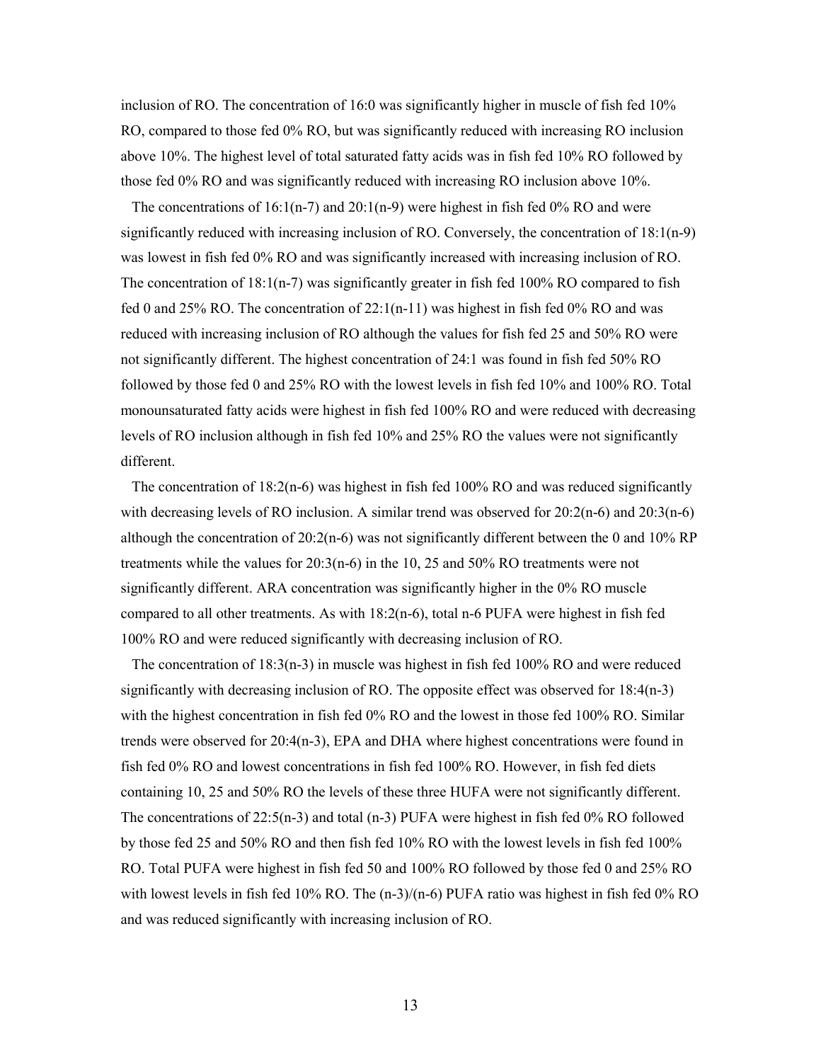inclusion of RO. The concentration of 16:0 was significantly higher in muscle of fish fed 10% RO, compared to those fed 0% RO, but was significantly reduced with increasing RO inclusion above 10%. The highest level of total saturated fatty acids was in fish fed 10% RO followed by those fed 0% RO and was significantly reduced with increasing RO inclusion above 10%.

The concentrations of 16:1(n-7) and 20:1(n-9) were highest in fish fed 0% RO and were significantly reduced with increasing inclusion of RO. Conversely, the concentration of 18:1(n-9) was lowest in fish fed 0% RO and was significantly increased with increasing inclusion of RO. The concentration of 18:1(n-7) was significantly greater in fish fed 100% RO compared to fish fed 0 and 25% RO. The concentration of 22:1(n-11) was highest in fish fed 0% RO and was reduced with increasing inclusion of RO although the values for fish fed 25 and 50% RO were not significantly different. The highest concentration of 24:1 was found in fish fed 50% RO followed by those fed 0 and 25% RO with the lowest levels in fish fed 10% and 100% RO. Total monounsaturated fatty acids were highest in fish fed 100% RO and were reduced with decreasing levels of RO inclusion although in fish fed 10% and 25% RO the values were not significantly different.

The concentration of 18:2(n-6) was highest in fish fed 100% RO and was reduced significantly with decreasing levels of RO inclusion. A similar trend was observed for 20:2(n-6) and 20:3(n-6) although the concentration of 20:2(n-6) was not significantly different between the 0 and 10% RP treatments while the values for 20:3(n-6) in the 10, 25 and 50% RO treatments were not significantly different. ARA concentration was significantly higher in the 0% RO muscle compared to all other treatments. As with 18:2(n-6), total n-6 PUFA were highest in fish fed 100% RO and were reduced significantly with decreasing inclusion of RO.

The concentration of 18:3(n-3) in muscle was highest in fish fed 100% RO and were reduced significantly with decreasing inclusion of RO. The opposite effect was observed for 18:4(n-3) with the highest concentration in fish fed 0% RO and the lowest in those fed 100% RO. Similar trends were observed for 20:4(n-3), EPA and DHA where highest concentrations were found in fish fed 0% RO and lowest concentrations in fish fed 100% RO. However, in fish fed diets containing 10, 25 and 50% RO the levels of these three HUFA were not significantly different. The concentrations of 22:5(n-3) and total (n-3) PUFA were highest in fish fed 0% RO followed by those fed 25 and 50% RO and then fish fed 10% RO with the lowest levels in fish fed 100% RO. Total PUFA were highest in fish fed 50 and 100% RO followed by those fed 0 and 25% RO with lowest levels in fish fed 10% RO. The (n-3)/(n-6) PUFA ratio was highest in fish fed 0% RO and was reduced significantly with increasing inclusion of RO.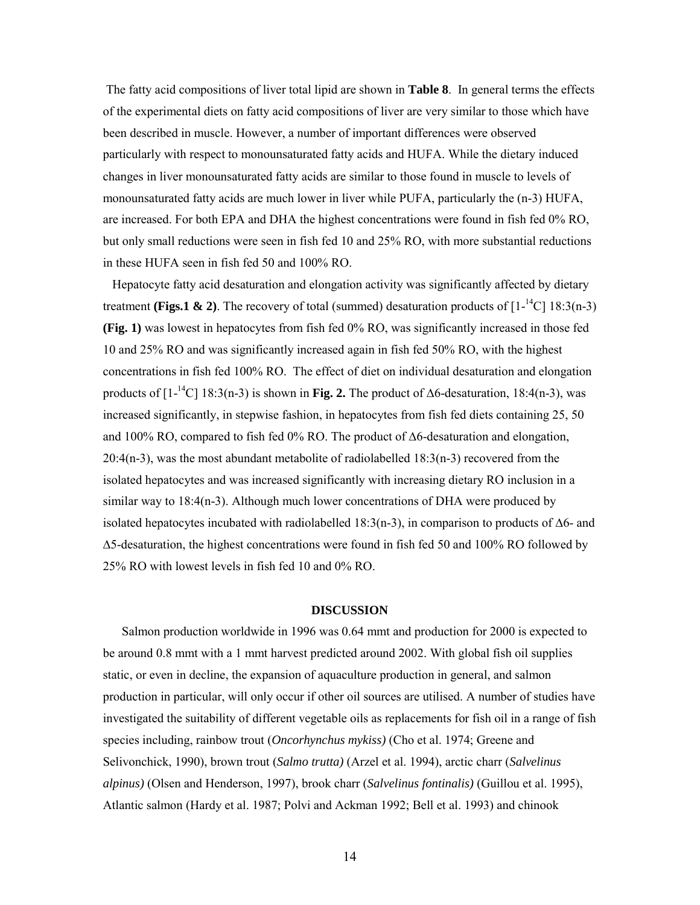The fatty acid compositions of liver total lipid are shown in **Table 8**. In general terms the effects of the experimental diets on fatty acid compositions of liver are very similar to those which have been described in muscle. However, a number of important differences were observed particularly with respect to monounsaturated fatty acids and HUFA. While the dietary induced changes in liver monounsaturated fatty acids are similar to those found in muscle to levels of monounsaturated fatty acids are much lower in liver while PUFA, particularly the (n-3) HUFA, are increased. For both EPA and DHA the highest concentrations were found in fish fed 0% RO, but only small reductions were seen in fish fed 10 and 25% RO, with more substantial reductions in these HUFA seen in fish fed 50 and 100% RO.

Hepatocyte fatty acid desaturation and elongation activity was significantly affected by dietary treatment **(Figs.1 & 2)**. The recovery of total (summed) desaturation products of [1-$^{14}$C] 18:3(n-3) **(Fig. 1)** was lowest in hepatocytes from fish fed 0% RO, was significantly increased in those fed 10 and 25% RO and was significantly increased again in fish fed 50% RO, with the highest concentrations in fish fed 100% RO. The effect of diet on individual desaturation and elongation products of [1-$^{14}$C] 18:3(n-3) is shown in **Fig. 2.** The product of $\Delta$6-desaturation, 18:4(n-3), was increased significantly, in stepwise fashion, in hepatocytes from fish fed diets containing 25, 50 and 100% RO, compared to fish fed 0% RO. The product of $\Delta$6-desaturation and elongation, 20:4(n-3), was the most abundant metabolite of radiolabelled 18:3(n-3) recovered from the isolated hepatocytes and was increased significantly with increasing dietary RO inclusion in a similar way to 18:4(n-3). Although much lower concentrations of DHA were produced by isolated hepatocytes incubated with radiolabelled 18:3(n-3), in comparison to products of $\Delta$6- and $\Delta$5-desaturation, the highest concentrations were found in fish fed 50 and 100% RO followed by 25% RO with lowest levels in fish fed 10 and 0% RO.

## DISCUSSION

Salmon production worldwide in 1996 was 0.64 mmt and production for 2000 is expected to be around 0.8 mmt with a 1 mmt harvest predicted around 2002. With global fish oil supplies static, or even in decline, the expansion of aquaculture production in general, and salmon production in particular, will only occur if other oil sources are utilised. A number of studies have investigated the suitability of different vegetable oils as replacements for fish oil in a range of fish species including, rainbow trout (*Oncorhynchus mykiss)* (Cho et al. 1974; Greene and Selivonchick, 1990), brown trout (*Salmo trutta)* (Arzel et al. 1994), arctic charr (*Salvelinus alpinus)* (Olsen and Henderson, 1997), brook charr (*Salvelinus fontinalis)* (Guillou et al. 1995), Atlantic salmon (Hardy et al. 1987; Polvi and Ackman 1992; Bell et al. 1993) and chinook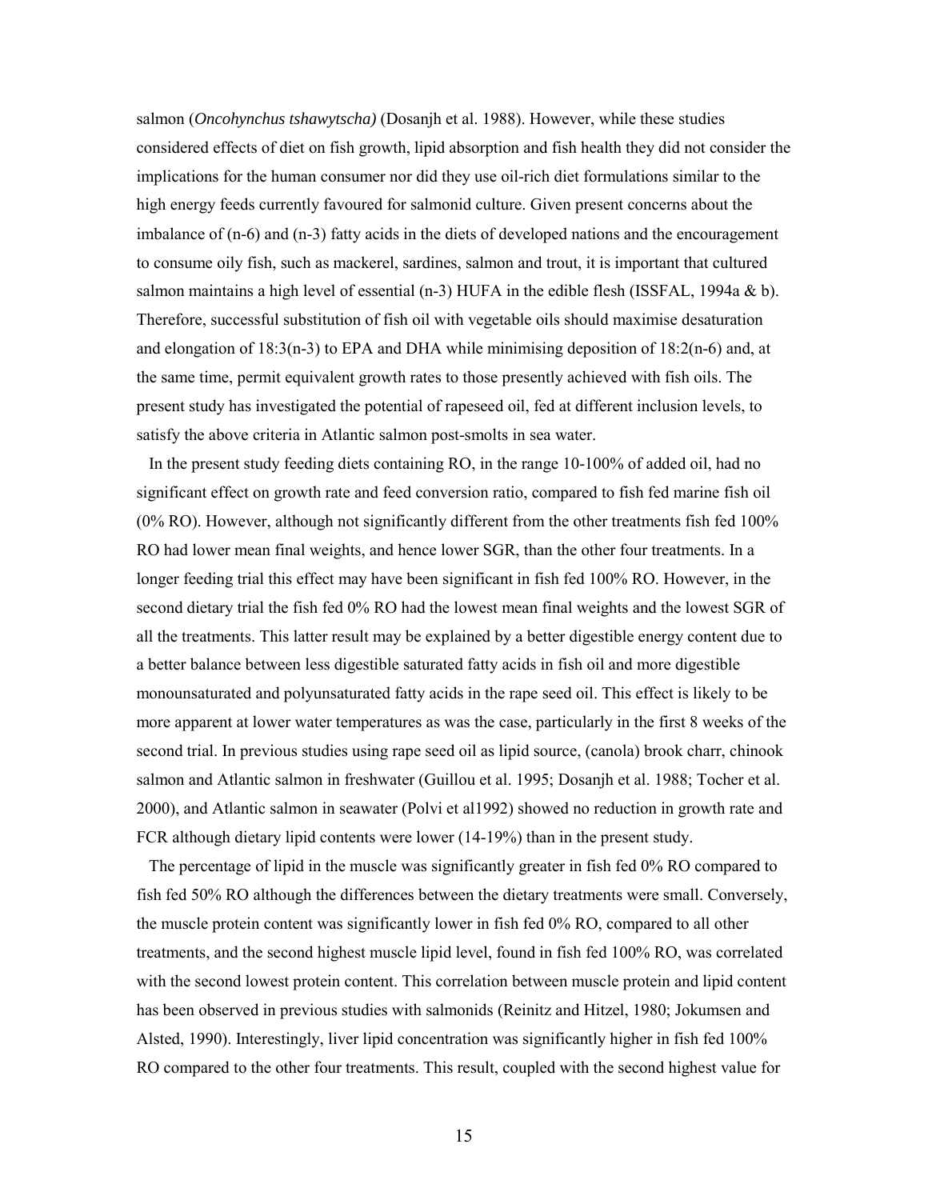salmon (*Oncohynchus tshawytscha)* (Dosanjh et al. 1988). However, while these studies considered effects of diet on fish growth, lipid absorption and fish health they did not consider the implications for the human consumer nor did they use oil-rich diet formulations similar to the high energy feeds currently favoured for salmonid culture. Given present concerns about the imbalance of (n-6) and (n-3) fatty acids in the diets of developed nations and the encouragement to consume oily fish, such as mackerel, sardines, salmon and trout, it is important that cultured salmon maintains a high level of essential (n-3) HUFA in the edible flesh (ISSFAL, 1994a & b). Therefore, successful substitution of fish oil with vegetable oils should maximise desaturation and elongation of 18:3(n-3) to EPA and DHA while minimising deposition of 18:2(n-6) and, at the same time, permit equivalent growth rates to those presently achieved with fish oils. The present study has investigated the potential of rapeseed oil, fed at different inclusion levels, to satisfy the above criteria in Atlantic salmon post-smolts in sea water.

In the present study feeding diets containing RO, in the range 10-100% of added oil, had no significant effect on growth rate and feed conversion ratio, compared to fish fed marine fish oil (0% RO). However, although not significantly different from the other treatments fish fed 100% RO had lower mean final weights, and hence lower SGR, than the other four treatments. In a longer feeding trial this effect may have been significant in fish fed 100% RO. However, in the second dietary trial the fish fed 0% RO had the lowest mean final weights and the lowest SGR of all the treatments. This latter result may be explained by a better digestible energy content due to a better balance between less digestible saturated fatty acids in fish oil and more digestible monounsaturated and polyunsaturated fatty acids in the rape seed oil. This effect is likely to be more apparent at lower water temperatures as was the case, particularly in the first 8 weeks of the second trial. In previous studies using rape seed oil as lipid source, (canola) brook charr, chinook salmon and Atlantic salmon in freshwater (Guillou et al. 1995; Dosanjh et al. 1988; Tocher et al. 2000), and Atlantic salmon in seawater (Polvi et al1992) showed no reduction in growth rate and FCR although dietary lipid contents were lower (14-19%) than in the present study.

The percentage of lipid in the muscle was significantly greater in fish fed 0% RO compared to fish fed 50% RO although the differences between the dietary treatments were small. Conversely, the muscle protein content was significantly lower in fish fed 0% RO, compared to all other treatments, and the second highest muscle lipid level, found in fish fed 100% RO, was correlated with the second lowest protein content. This correlation between muscle protein and lipid content has been observed in previous studies with salmonids (Reinitz and Hitzel, 1980; Jokumsen and Alsted, 1990). Interestingly, liver lipid concentration was significantly higher in fish fed 100% RO compared to the other four treatments. This result, coupled with the second highest value for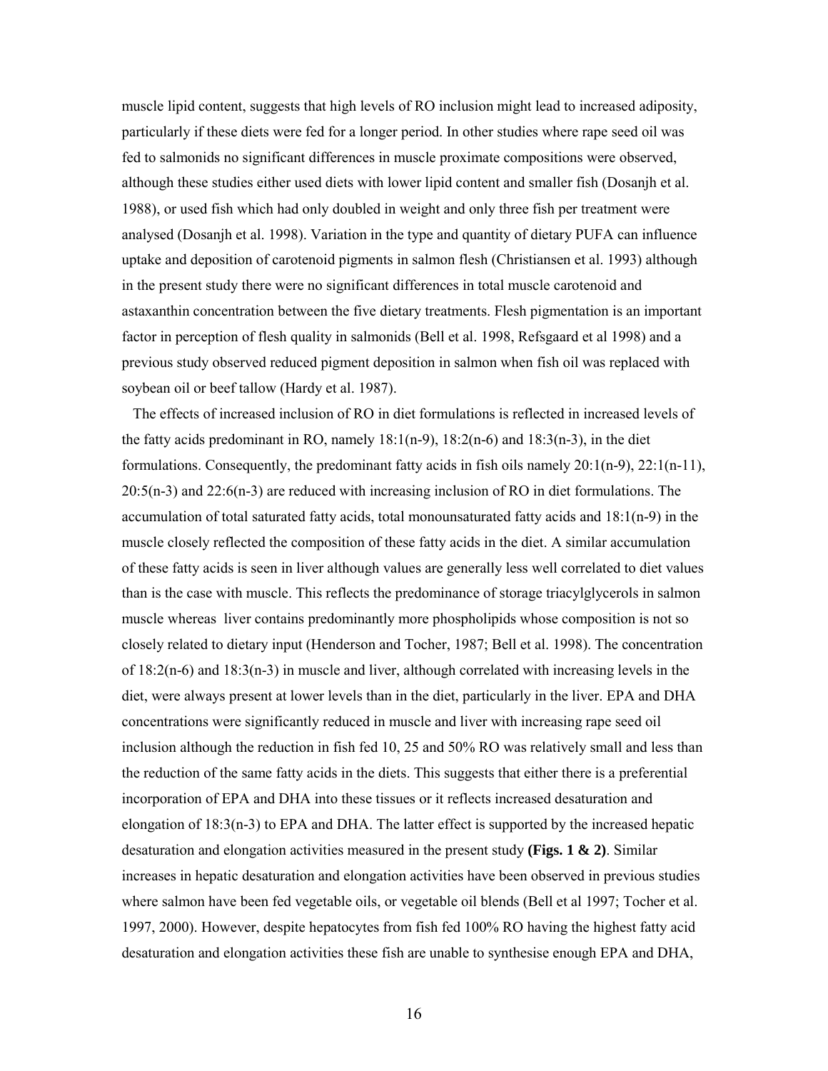muscle lipid content, suggests that high levels of RO inclusion might lead to increased adiposity, particularly if these diets were fed for a longer period. In other studies where rape seed oil was fed to salmonids no significant differences in muscle proximate compositions were observed, although these studies either used diets with lower lipid content and smaller fish (Dosanjh et al. 1988), or used fish which had only doubled in weight and only three fish per treatment were analysed (Dosanjh et al. 1998). Variation in the type and quantity of dietary PUFA can influence uptake and deposition of carotenoid pigments in salmon flesh (Christiansen et al. 1993) although in the present study there were no significant differences in total muscle carotenoid and astaxanthin concentration between the five dietary treatments. Flesh pigmentation is an important factor in perception of flesh quality in salmonids (Bell et al. 1998, Refsgaard et al 1998) and a previous study observed reduced pigment deposition in salmon when fish oil was replaced with soybean oil or beef tallow (Hardy et al. 1987).

The effects of increased inclusion of RO in diet formulations is reflected in increased levels of the fatty acids predominant in RO, namely 18:1(n-9), 18:2(n-6) and 18:3(n-3), in the diet formulations. Consequently, the predominant fatty acids in fish oils namely 20:1(n-9), 22:1(n-11), 20:5(n-3) and 22:6(n-3) are reduced with increasing inclusion of RO in diet formulations. The accumulation of total saturated fatty acids, total monounsaturated fatty acids and 18:1(n-9) in the muscle closely reflected the composition of these fatty acids in the diet. A similar accumulation of these fatty acids is seen in liver although values are generally less well correlated to diet values than is the case with muscle. This reflects the predominance of storage triacylglycerols in salmon muscle whereas liver contains predominantly more phospholipids whose composition is not so closely related to dietary input (Henderson and Tocher, 1987; Bell et al. 1998). The concentration of 18:2(n-6) and 18:3(n-3) in muscle and liver, although correlated with increasing levels in the diet, were always present at lower levels than in the diet, particularly in the liver. EPA and DHA concentrations were significantly reduced in muscle and liver with increasing rape seed oil inclusion although the reduction in fish fed 10, 25 and 50% RO was relatively small and less than the reduction of the same fatty acids in the diets. This suggests that either there is a preferential incorporation of EPA and DHA into these tissues or it reflects increased desaturation and elongation of 18:3(n-3) to EPA and DHA. The latter effect is supported by the increased hepatic desaturation and elongation activities measured in the present study **(Figs. 1 & 2)**. Similar increases in hepatic desaturation and elongation activities have been observed in previous studies where salmon have been fed vegetable oils, or vegetable oil blends (Bell et al 1997; Tocher et al. 1997, 2000). However, despite hepatocytes from fish fed 100% RO having the highest fatty acid desaturation and elongation activities these fish are unable to synthesise enough EPA and DHA,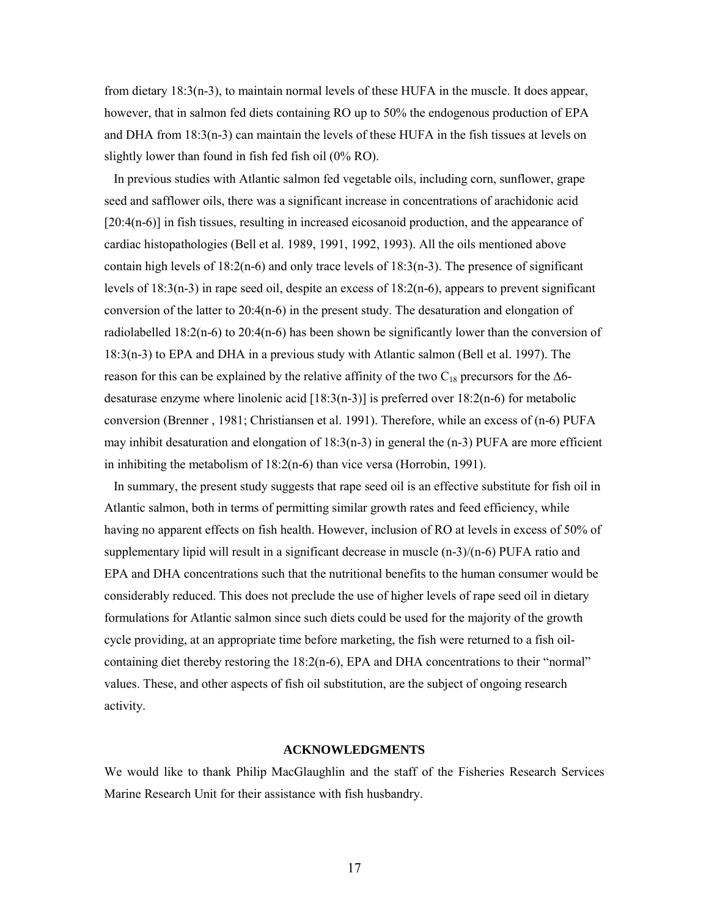from dietary 18:3(n-3), to maintain normal levels of these HUFA in the muscle. It does appear, however, that in salmon fed diets containing RO up to 50% the endogenous production of EPA and DHA from 18:3(n-3) can maintain the levels of these HUFA in the fish tissues at levels on slightly lower than found in fish fed fish oil (0% RO).

In previous studies with Atlantic salmon fed vegetable oils, including corn, sunflower, grape seed and safflower oils, there was a significant increase in concentrations of arachidonic acid [20:4(n-6)] in fish tissues, resulting in increased eicosanoid production, and the appearance of cardiac histopathologies (Bell et al. 1989, 1991, 1992, 1993). All the oils mentioned above contain high levels of 18:2(n-6) and only trace levels of 18:3(n-3). The presence of significant levels of 18:3(n-3) in rape seed oil, despite an excess of 18:2(n-6), appears to prevent significant conversion of the latter to 20:4(n-6) in the present study. The desaturation and elongation of radiolabelled 18:2(n-6) to 20:4(n-6) has been shown be significantly lower than the conversion of 18:3(n-3) to EPA and DHA in a previous study with Atlantic salmon (Bell et al. 1997). The reason for this can be explained by the relative affinity of the two $C_{18}$ precursors for the $\Delta 6$-desaturase enzyme where linolenic acid [18:3(n-3)] is preferred over 18:2(n-6) for metabolic conversion (Brenner , 1981; Christiansen et al. 1991). Therefore, while an excess of (n-6) PUFA may inhibit desaturation and elongation of 18:3(n-3) in general the (n-3) PUFA are more efficient in inhibiting the metabolism of 18:2(n-6) than vice versa (Horrobin, 1991).

In summary, the present study suggests that rape seed oil is an effective substitute for fish oil in Atlantic salmon, both in terms of permitting similar growth rates and feed efficiency, while having no apparent effects on fish health. However, inclusion of RO at levels in excess of 50% of supplementary lipid will result in a significant decrease in muscle (n-3)/(n-6) PUFA ratio and EPA and DHA concentrations such that the nutritional benefits to the human consumer would be considerably reduced. This does not preclude the use of higher levels of rape seed oil in dietary formulations for Atlantic salmon since such diets could be used for the majority of the growth cycle providing, at an appropriate time before marketing, the fish were returned to a fish oil-containing diet thereby restoring the 18:2(n-6), EPA and DHA concentrations to their "normal" values. These, and other aspects of fish oil substitution, are the subject of ongoing research activity.

## ACKNOWLEDGMENTS

We would like to thank Philip MacGlaughlin and the staff of the Fisheries Research Services Marine Research Unit for their assistance with fish husbandry.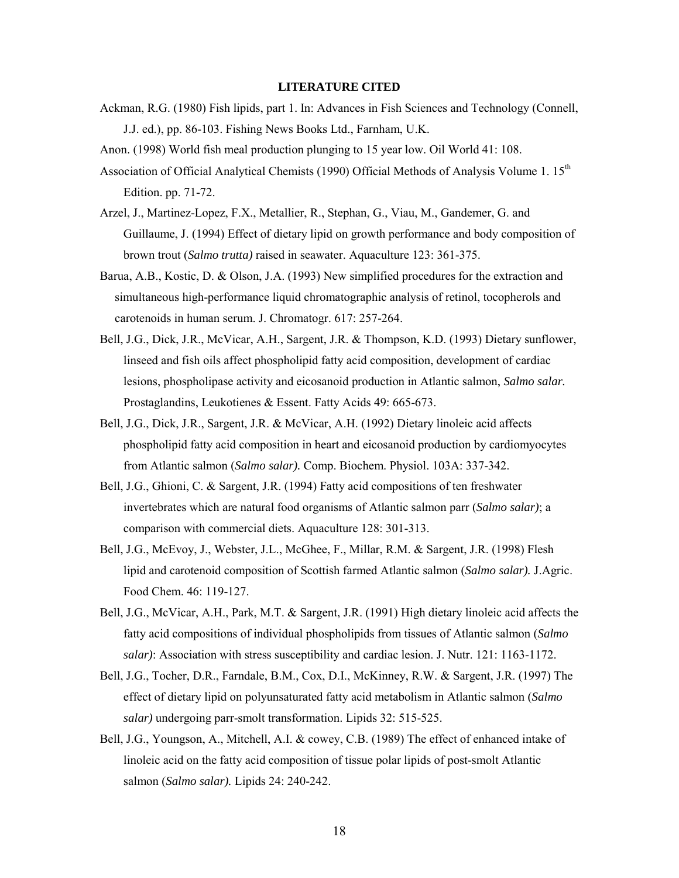## LITERATURE CITED

Ackman, R.G. (1980) Fish lipids, part 1. In: Advances in Fish Sciences and Technology (Connell, J.J. ed.), pp. 86-103. Fishing News Books Ltd., Farnham, U.K.

Anon. (1998) World fish meal production plunging to 15 year low. Oil World 41: 108.

Association of Official Analytical Chemists (1990) Official Methods of Analysis Volume 1. 15th Edition. pp. 71-72.

Arzel, J., Martinez-Lopez, F.X., Metallier, R., Stephan, G., Viau, M., Gandemer, G. and Guillaume, J. (1994) Effect of dietary lipid on growth performance and body composition of brown trout (*Salmo trutta)* raised in seawater. Aquaculture 123: 361-375.

Barua, A.B., Kostic, D. & Olson, J.A. (1993) New simplified procedures for the extraction and simultaneous high-performance liquid chromatographic analysis of retinol, tocopherols and carotenoids in human serum. J. Chromatogr. 617: 257-264.

Bell, J.G., Dick, J.R., McVicar, A.H., Sargent, J.R. & Thompson, K.D. (1993) Dietary sunflower, linseed and fish oils affect phospholipid fatty acid composition, development of cardiac lesions, phospholipase activity and eicosanoid production in Atlantic salmon, *Salmo salar.* Prostaglandins, Leukotienes & Essent. Fatty Acids 49: 665-673.

Bell, J.G., Dick, J.R., Sargent, J.R. & McVicar, A.H. (1992) Dietary linoleic acid affects phospholipid fatty acid composition in heart and eicosanoid production by cardiomyocytes from Atlantic salmon (*Salmo salar).* Comp. Biochem. Physiol. 103A: 337-342.

Bell, J.G., Ghioni, C. & Sargent, J.R. (1994) Fatty acid compositions of ten freshwater invertebrates which are natural food organisms of Atlantic salmon parr (*Salmo salar)*; a comparison with commercial diets. Aquaculture 128: 301-313.

Bell, J.G., McEvoy, J., Webster, J.L., McGhee, F., Millar, R.M. & Sargent, J.R. (1998) Flesh lipid and carotenoid composition of Scottish farmed Atlantic salmon (*Salmo salar).* J.Agric. Food Chem. 46: 119-127.

Bell, J.G., McVicar, A.H., Park, M.T. & Sargent, J.R. (1991) High dietary linoleic acid affects the fatty acid compositions of individual phospholipids from tissues of Atlantic salmon (*Salmo salar)*: Association with stress susceptibility and cardiac lesion. J. Nutr. 121: 1163-1172.

Bell, J.G., Tocher, D.R., Farndale, B.M., Cox, D.I., McKinney, R.W. & Sargent, J.R. (1997) The effect of dietary lipid on polyunsaturated fatty acid metabolism in Atlantic salmon (*Salmo salar)* undergoing parr-smolt transformation. Lipids 32: 515-525.

Bell, J.G., Youngson, A., Mitchell, A.I. & cowey, C.B. (1989) The effect of enhanced intake of linoleic acid on the fatty acid composition of tissue polar lipids of post-smolt Atlantic salmon (*Salmo salar).* Lipids 24: 240-242.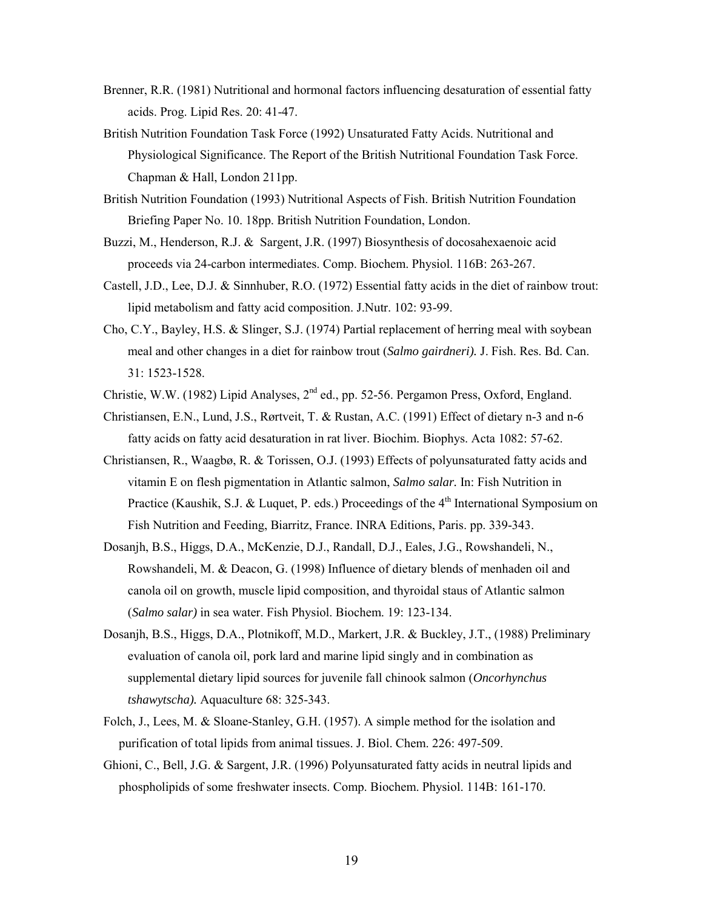Brenner, R.R. (1981) Nutritional and hormonal factors influencing desaturation of essential fatty acids. Prog. Lipid Res. 20: 41-47.

British Nutrition Foundation Task Force (1992) Unsaturated Fatty Acids. Nutritional and Physiological Significance. The Report of the British Nutritional Foundation Task Force. Chapman & Hall, London 211pp.

British Nutrition Foundation (1993) Nutritional Aspects of Fish. British Nutrition Foundation Briefing Paper No. 10. 18pp. British Nutrition Foundation, London.

Buzzi, M., Henderson, R.J. & Sargent, J.R. (1997) Biosynthesis of docosahexaenoic acid proceeds via 24-carbon intermediates. Comp. Biochem. Physiol. 116B: 263-267.

Castell, J.D., Lee, D.J. & Sinnhuber, R.O. (1972) Essential fatty acids in the diet of rainbow trout: lipid metabolism and fatty acid composition. J.Nutr. 102: 93-99.

Cho, C.Y., Bayley, H.S. & Slinger, S.J. (1974) Partial replacement of herring meal with soybean meal and other changes in a diet for rainbow trout (*Salmo gairdneri).* J. Fish. Res. Bd. Can. 31: 1523-1528.

Christie, W.W. (1982) Lipid Analyses, 2nd ed., pp. 52-56. Pergamon Press, Oxford, England.

Christiansen, E.N., Lund, J.S., Rørtveit, T. & Rustan, A.C. (1991) Effect of dietary n-3 and n-6 fatty acids on fatty acid desaturation in rat liver. Biochim. Biophys. Acta 1082: 57-62.

Christiansen, R., Waagbø, R. & Torissen, O.J. (1993) Effects of polyunsaturated fatty acids and vitamin E on flesh pigmentation in Atlantic salmon, *Salmo salar.* In: Fish Nutrition in Practice (Kaushik, S.J. & Luquet, P. eds.) Proceedings of the 4th International Symposium on Fish Nutrition and Feeding, Biarritz, France. INRA Editions, Paris. pp. 339-343.

Dosanjh, B.S., Higgs, D.A., McKenzie, D.J., Randall, D.J., Eales, J.G., Rowshandeli, N., Rowshandeli, M. & Deacon, G. (1998) Influence of dietary blends of menhaden oil and canola oil on growth, muscle lipid composition, and thyroidal staus of Atlantic salmon (*Salmo salar)* in sea water. Fish Physiol. Biochem. 19: 123-134.

Dosanjh, B.S., Higgs, D.A., Plotnikoff, M.D., Markert, J.R. & Buckley, J.T., (1988) Preliminary evaluation of canola oil, pork lard and marine lipid singly and in combination as supplemental dietary lipid sources for juvenile fall chinook salmon (*Oncorhynchus tshawytscha).* Aquaculture 68: 325-343.

Folch, J., Lees, M. & Sloane-Stanley, G.H. (1957). A simple method for the isolation and purification of total lipids from animal tissues. J. Biol. Chem. 226: 497-509.

Ghioni, C., Bell, J.G. & Sargent, J.R. (1996) Polyunsaturated fatty acids in neutral lipids and phospholipids of some freshwater insects. Comp. Biochem. Physiol. 114B: 161-170.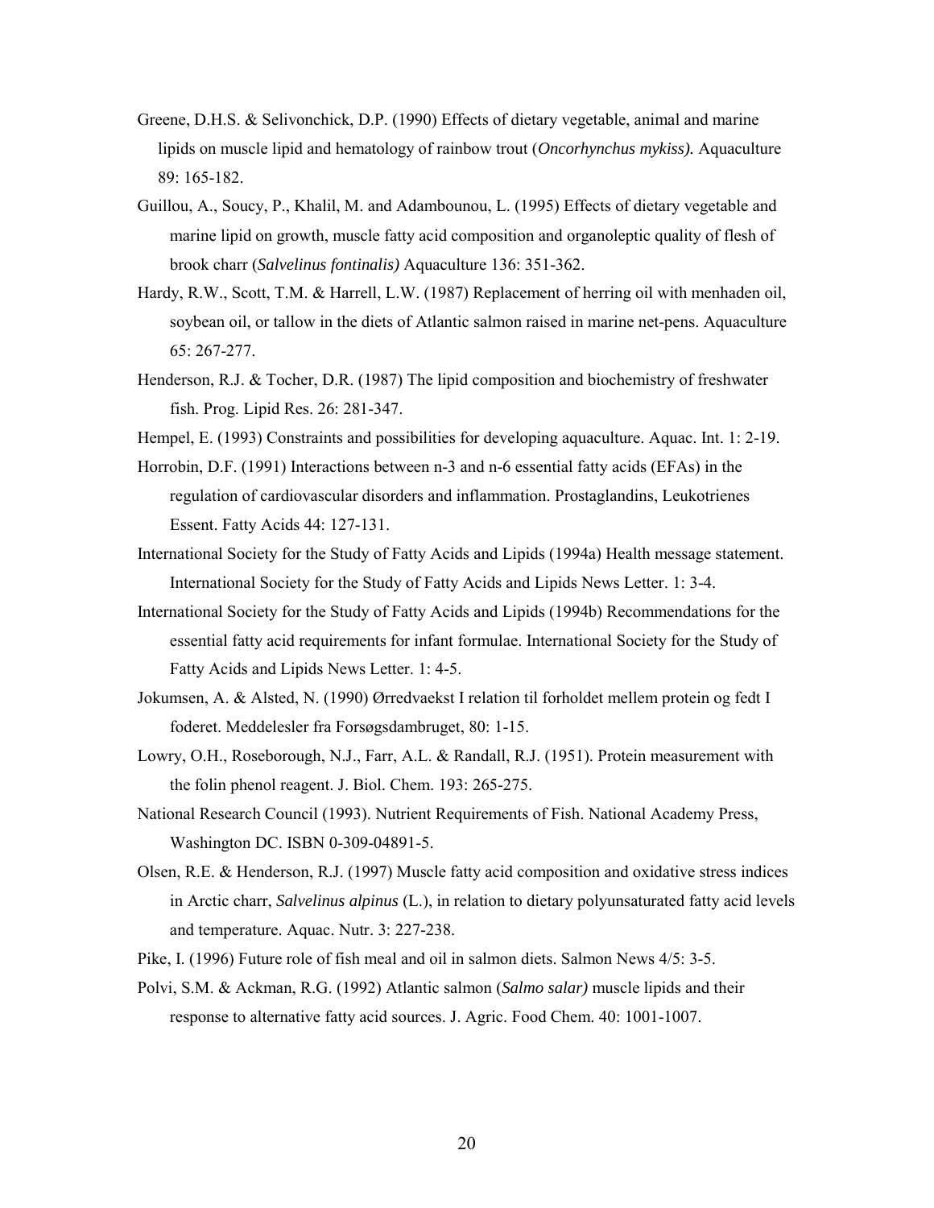Greene, D.H.S. & Selivonchick, D.P. (1990) Effects of dietary vegetable, animal and marine lipids on muscle lipid and hematology of rainbow trout (*Oncorhynchus mykiss).* Aquaculture 89: 165-182.

Guillou, A., Soucy, P., Khalil, M. and Adambounou, L. (1995) Effects of dietary vegetable and marine lipid on growth, muscle fatty acid composition and organoleptic quality of flesh of brook charr (*Salvelinus fontinalis)* Aquaculture 136: 351-362.

Hardy, R.W., Scott, T.M. & Harrell, L.W. (1987) Replacement of herring oil with menhaden oil, soybean oil, or tallow in the diets of Atlantic salmon raised in marine net-pens. Aquaculture 65: 267-277.

Henderson, R.J. & Tocher, D.R. (1987) The lipid composition and biochemistry of freshwater fish. Prog. Lipid Res. 26: 281-347.

Hempel, E. (1993) Constraints and possibilities for developing aquaculture. Aquac. Int. 1: 2-19.

Horrobin, D.F. (1991) Interactions between n-3 and n-6 essential fatty acids (EFAs) in the regulation of cardiovascular disorders and inflammation. Prostaglandins, Leukotrienes Essent. Fatty Acids 44: 127-131.

International Society for the Study of Fatty Acids and Lipids (1994a) Health message statement. International Society for the Study of Fatty Acids and Lipids News Letter. 1: 3-4.

International Society for the Study of Fatty Acids and Lipids (1994b) Recommendations for the essential fatty acid requirements for infant formulae. International Society for the Study of Fatty Acids and Lipids News Letter. 1: 4-5.

Jokumsen, A. & Alsted, N. (1990) Ørredvaekst I relation til forholdet mellem protein og fedt I foderet. Meddelesler fra Forsøgsdambruget, 80: 1-15.

Lowry, O.H., Roseborough, N.J., Farr, A.L. & Randall, R.J. (1951). Protein measurement with the folin phenol reagent. J. Biol. Chem. 193: 265-275.

National Research Council (1993). Nutrient Requirements of Fish. National Academy Press, Washington DC. ISBN 0-309-04891-5.

Olsen, R.E. & Henderson, R.J. (1997) Muscle fatty acid composition and oxidative stress indices in Arctic charr, *Salvelinus alpinus* (L.), in relation to dietary polyunsaturated fatty acid levels and temperature. Aquac. Nutr. 3: 227-238.

Pike, I. (1996) Future role of fish meal and oil in salmon diets. Salmon News 4/5: 3-5.

Polvi, S.M. & Ackman, R.G. (1992) Atlantic salmon (*Salmo salar)* muscle lipids and their response to alternative fatty acid sources. J. Agric. Food Chem. 40: 1001-1007.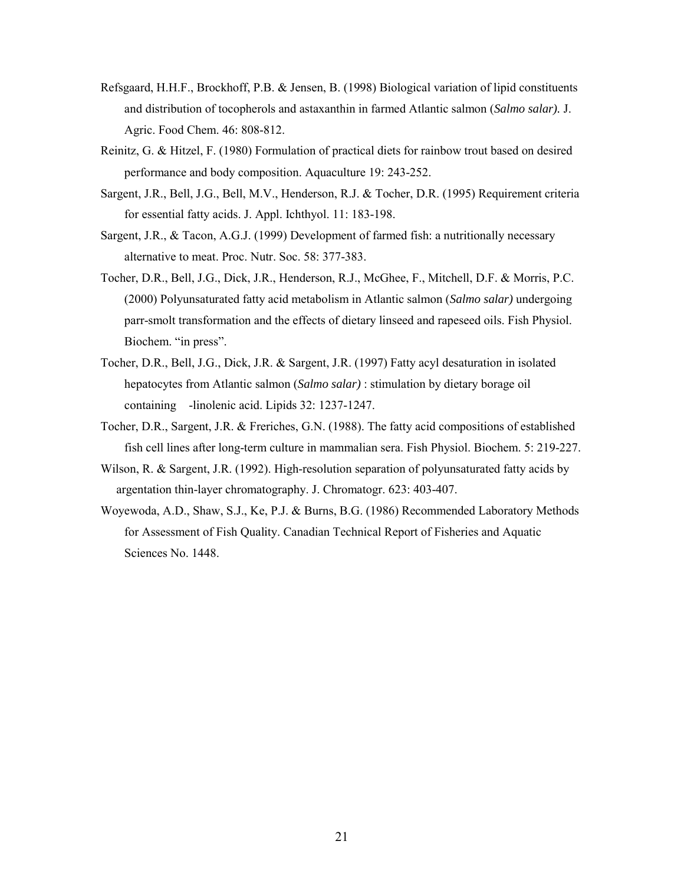Refsgaard, H.H.F., Brockhoff, P.B. & Jensen, B. (1998) Biological variation of lipid constituents and distribution of tocopherols and astaxanthin in farmed Atlantic salmon (*Salmo salar).* J. Agric. Food Chem. 46: 808-812.

Reinitz, G. & Hitzel, F. (1980) Formulation of practical diets for rainbow trout based on desired performance and body composition. Aquaculture 19: 243-252.

Sargent, J.R., Bell, J.G., Bell, M.V., Henderson, R.J. & Tocher, D.R. (1995) Requirement criteria for essential fatty acids. J. Appl. Ichthyol. 11: 183-198.

Sargent, J.R., & Tacon, A.G.J. (1999) Development of farmed fish: a nutritionally necessary alternative to meat. Proc. Nutr. Soc. 58: 377-383.

Tocher, D.R., Bell, J.G., Dick, J.R., Henderson, R.J., McGhee, F., Mitchell, D.F. & Morris, P.C. (2000) Polyunsaturated fatty acid metabolism in Atlantic salmon (*Salmo salar)* undergoing parr-smolt transformation and the effects of dietary linseed and rapeseed oils. Fish Physiol. Biochem. "in press".

Tocher, D.R., Bell, J.G., Dick, J.R. & Sargent, J.R. (1997) Fatty acyl desaturation in isolated hepatocytes from Atlantic salmon (*Salmo salar)* : stimulation by dietary borage oil containing -linolenic acid. Lipids 32: 1237-1247.

Tocher, D.R., Sargent, J.R. & Freriches, G.N. (1988). The fatty acid compositions of established fish cell lines after long-term culture in mammalian sera. Fish Physiol. Biochem. 5: 219-227.

Wilson, R. & Sargent, J.R. (1992). High-resolution separation of polyunsaturated fatty acids by argentation thin-layer chromatography. J. Chromatogr. 623: 403-407.

Woyewoda, A.D., Shaw, S.J., Ke, P.J. & Burns, B.G. (1986) Recommended Laboratory Methods for Assessment of Fish Quality. Canadian Technical Report of Fisheries and Aquatic Sciences No. 1448.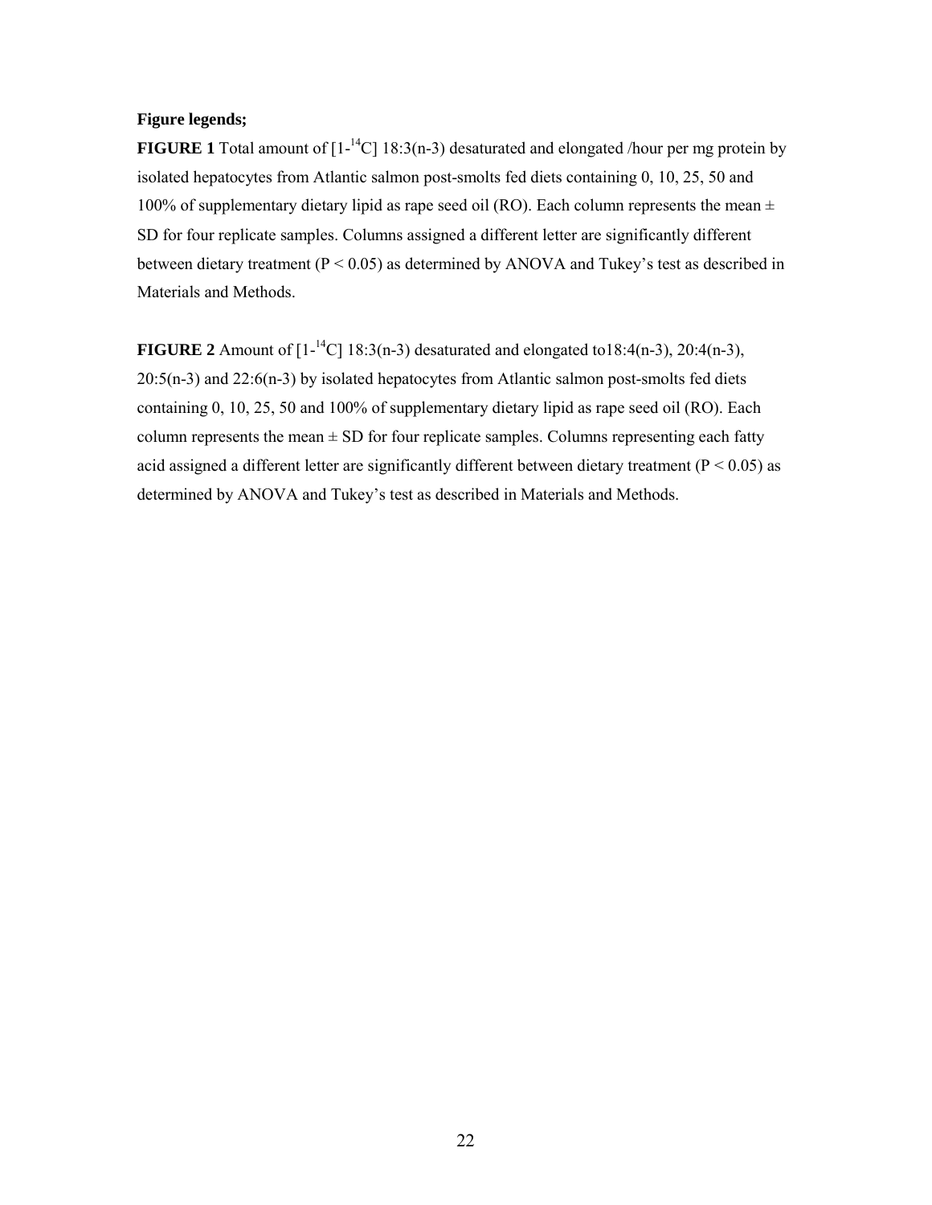**Figure legends;**

**FIGURE 1** Total amount of [1-$^{14}$C] 18:3(n-3) desaturated and elongated /hour per mg protein by isolated hepatocytes from Atlantic salmon post-smolts fed diets containing 0, 10, 25, 50 and 100% of supplementary dietary lipid as rape seed oil (RO). Each column represents the mean ± SD for four replicate samples. Columns assigned a different letter are significantly different between dietary treatment ($P < 0.05$) as determined by ANOVA and Tukey's test as described in Materials and Methods.

**FIGURE 2** Amount of [1-$^{14}$C] 18:3(n-3) desaturated and elongated to18:4(n-3), 20:4(n-3), 20:5(n-3) and 22:6(n-3) by isolated hepatocytes from Atlantic salmon post-smolts fed diets containing 0, 10, 25, 50 and 100% of supplementary dietary lipid as rape seed oil (RO). Each column represents the mean ± SD for four replicate samples. Columns representing each fatty acid assigned a different letter are significantly different between dietary treatment ($P < 0.05$) as determined by ANOVA and Tukey's test as described in Materials and Methods.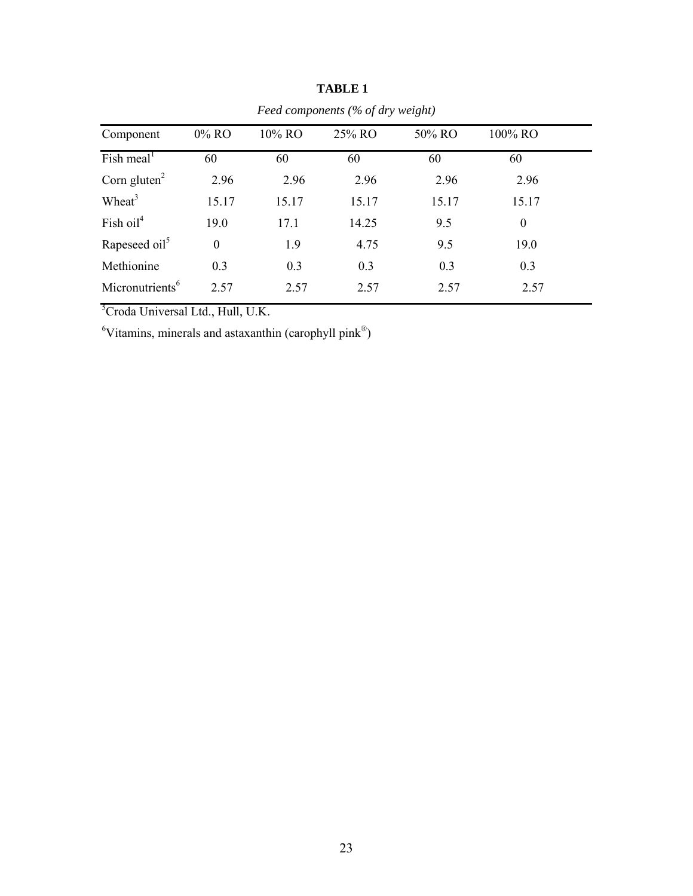**TABLE 1**

*Feed components (% of dry weight)*

| Component | 0% RO | 10% RO | 25% RO | 50% RO | 100% RO |
|---|---|---|---|---|---|
| Fish meal[1] | 60 | 60 | 60 | 60 | 60 |
| Corn gluten[2] | 2.96 | 2.96 | 2.96 | 2.96 | 2.96 |
| Wheat[3] | 15.17 | 15.17 | 15.17 | 15.17 | 15.17 |
| Fish oil[4] | 19.0 | 17.1 | 14.25 | 9.5 | 0 |
| Rapeseed oil[5] | 0 | 1.9 | 4.75 | 9.5 | 19.0 |
| Methionine | 0.3 | 0.3 | 0.3 | 0.3 | 0.3 |
| Micronutrients[6] | 2.57 | 2.57 | 2.57 | 2.57 | 2.57 |

[5]Croda Universal Ltd., Hull, U.K.

[6]Vitamins, minerals and astaxanthin (carophyll pink®)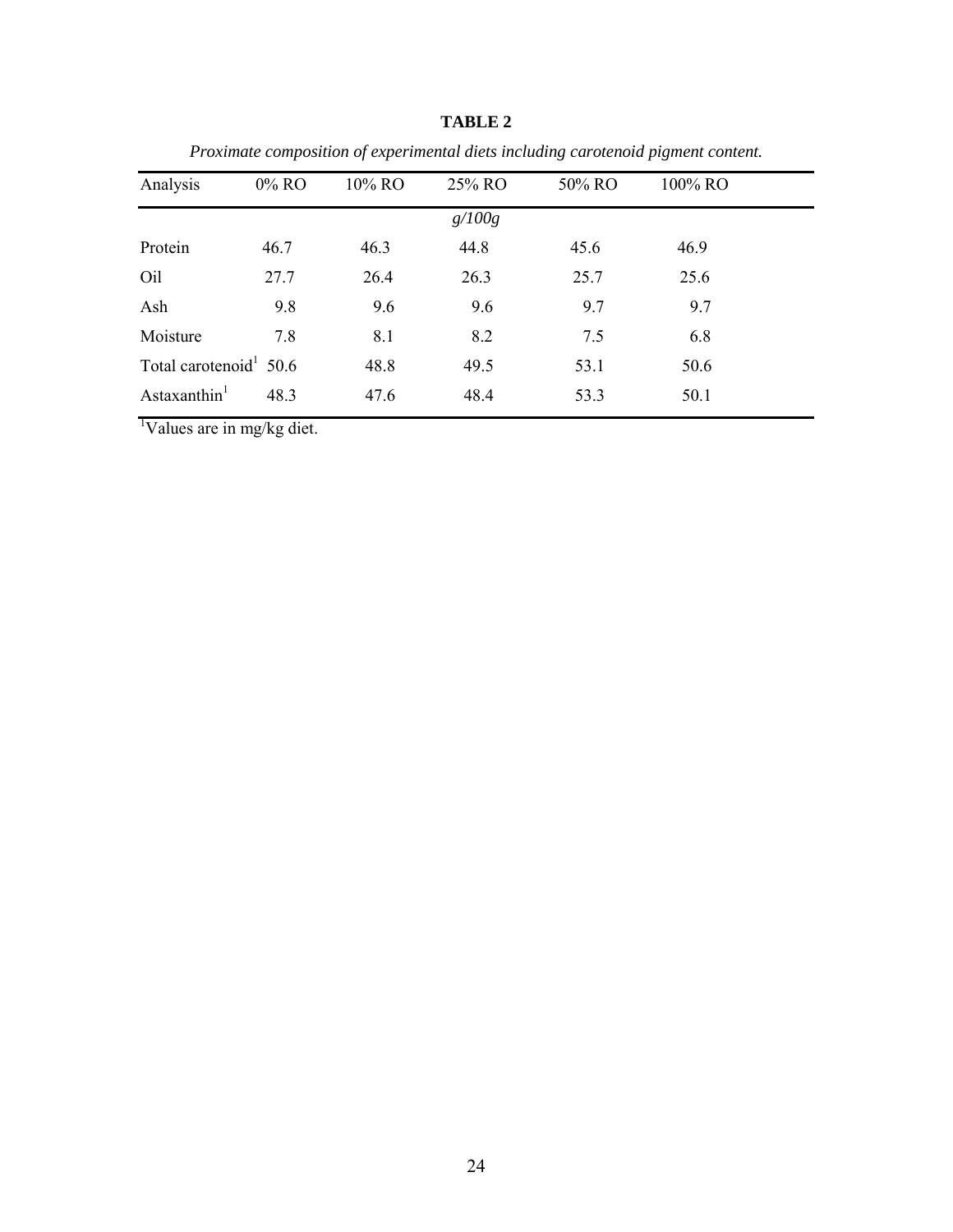**TABLE 2**

*Proximate composition of experimental diets including carotenoid pigment content.*

| Analysis | 0% RO | 10% RO | 25% RO | 50% RO | 100% RO |
|---|---|---|---|---|---|
| | | | *g/100g* | | |
| Protein | 46.7 | 46.3 | 44.8 | 45.6 | 46.9 |
| Oil | 27.7 | 26.4 | 26.3 | 25.7 | 25.6 |
| Ash | 9.8 | 9.6 | 9.6 | 9.7 | 9.7 |
| Moisture | 7.8 | 8.1 | 8.2 | 7.5 | 6.8 |
| Total carotenoid[1] | 50.6 | 48.8 | 49.5 | 53.1 | 50.6 |
| Astaxanthin[1] | 48.3 | 47.6 | 48.4 | 53.3 | 50.1 |

[1]Values are in mg/kg diet.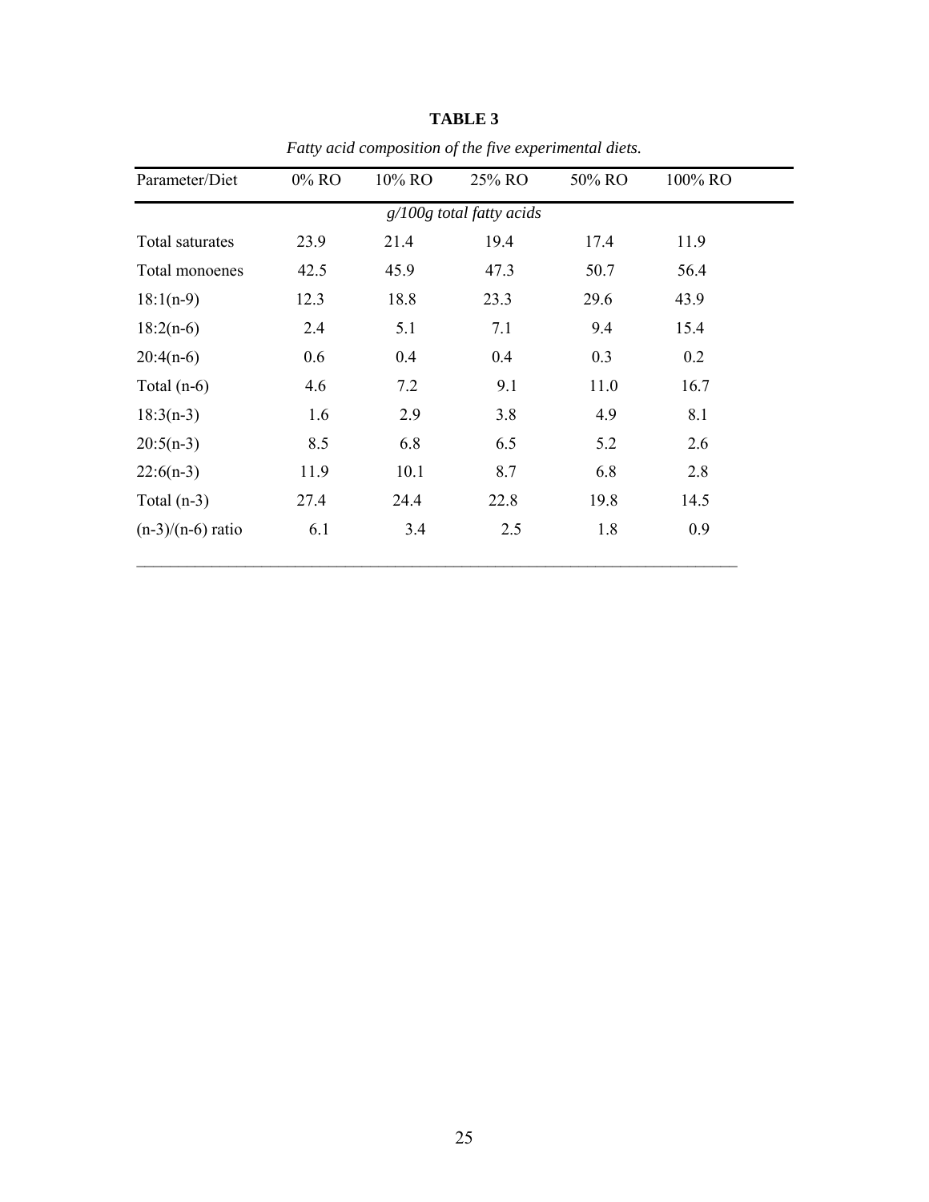**TABLE 3**

*Fatty acid composition of the five experimental diets.*

| Parameter/Diet | 0% RO | 10% RO | 25% RO | 50% RO | 100% RO |
|---|---|---|---|---|---|
| | | | *g/100g total fatty acids* | | |
| Total saturates | 23.9 | 21.4 | 19.4 | 17.4 | 11.9 |
| Total monoenes | 42.5 | 45.9 | 47.3 | 50.7 | 56.4 |
| 18:1(n-9) | 12.3 | 18.8 | 23.3 | 29.6 | 43.9 |
| 18:2(n-6) | 2.4 | 5.1 | 7.1 | 9.4 | 15.4 |
| 20:4(n-6) | 0.6 | 0.4 | 0.4 | 0.3 | 0.2 |
| Total (n-6) | 4.6 | 7.2 | 9.1 | 11.0 | 16.7 |
| 18:3(n-3) | 1.6 | 2.9 | 3.8 | 4.9 | 8.1 |
| 20:5(n-3) | 8.5 | 6.8 | 6.5 | 5.2 | 2.6 |
| 22:6(n-3) | 11.9 | 10.1 | 8.7 | 6.8 | 2.8 |
| Total (n-3) | 27.4 | 24.4 | 22.8 | 19.8 | 14.5 |
| (n-3)/(n-6) ratio | 6.1 | 3.4 | 2.5 | 1.8 | 0.9 |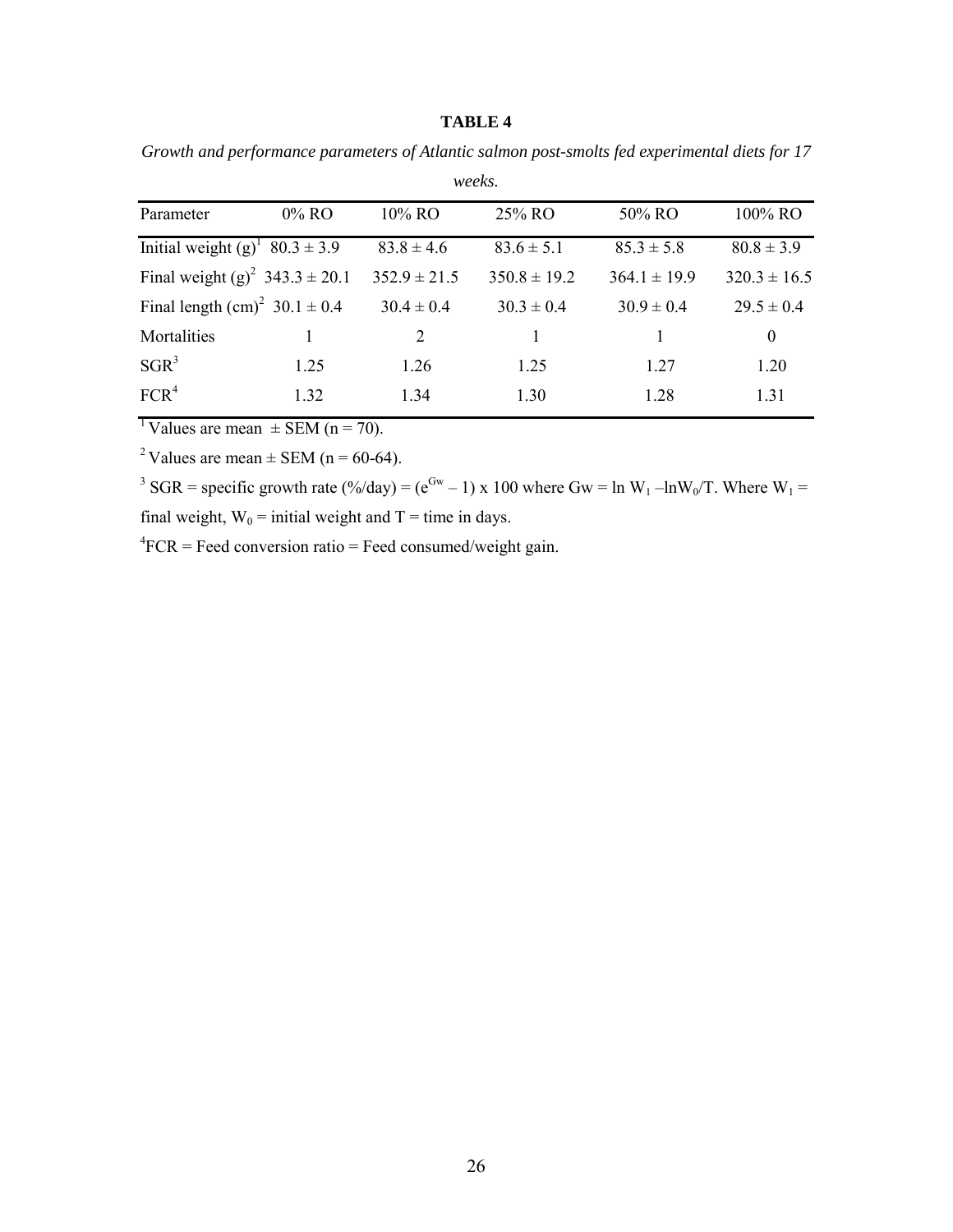**TABLE 4**

*Growth and performance parameters of Atlantic salmon post-smolts fed experimental diets for 17 weeks.*

| Parameter | 0% RO | 10% RO | 25% RO | 50% RO | 100% RO |
|---|---|---|---|---|---|
| Initial weight (g)[1] | 80.3 ± 3.9 | 83.8 ± 4.6 | 83.6 ± 5.1 | 85.3 ± 5.8 | 80.8 ± 3.9 |
| Final weight (g)[2] | 343.3 ± 20.1 | 352.9 ± 21.5 | 350.8 ± 19.2 | 364.1 ± 19.9 | 320.3 ± 16.5 |
| Final length (cm)[2] | 30.1 ± 0.4 | 30.4 ± 0.4 | 30.3 ± 0.4 | 30.9 ± 0.4 | 29.5 ± 0.4 |
| Mortalities | 1 | 2 | 1 | 1 | 0 |
| SGR[3] | 1.25 | 1.26 | 1.25 | 1.27 | 1.20 |
| FCR[4] | 1.32 | 1.34 | 1.30 | 1.28 | 1.31 |

[1] Values are mean ± SEM (n = 70).

[2] Values are mean ± SEM (n = 60-64).

[3] SGR = specific growth rate (%/day) = $(e^{Gw} - 1) \times 100$ where $Gw = \ln W_1 - \ln W_0 / T$. Where $W_1$ = final weight, $W_0$ = initial weight and T = time in days.

[4] FCR = Feed conversion ratio = Feed consumed/weight gain.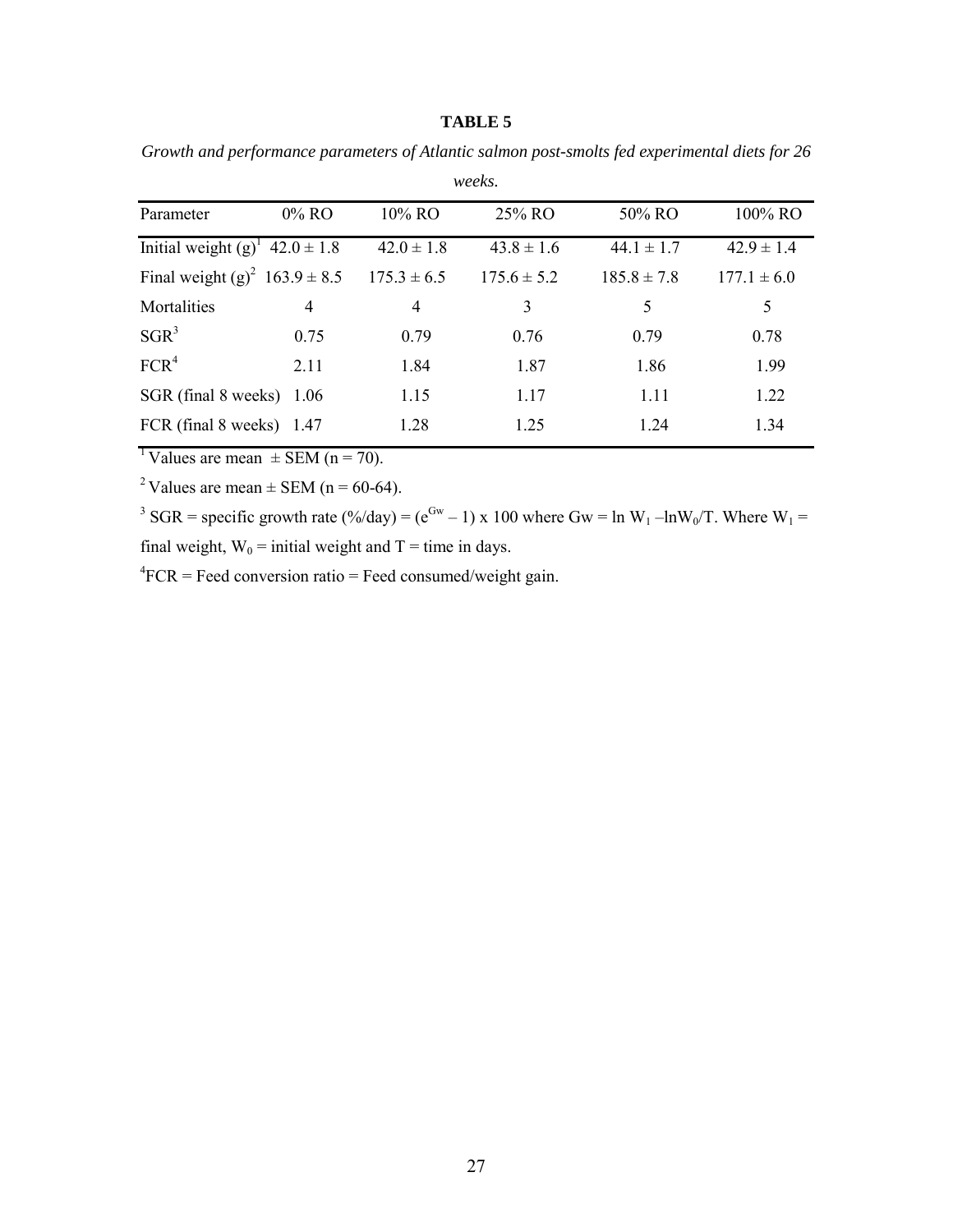**TABLE 5**

*Growth and performance parameters of Atlantic salmon post-smolts fed experimental diets for 26 weeks.*

| Parameter | 0% RO | 10% RO | 25% RO | 50% RO | 100% RO |
|---|---|---|---|---|---|
| Initial weight (g)[1] | 42.0 ± 1.8 | 42.0 ± 1.8 | 43.8 ± 1.6 | 44.1 ± 1.7 | 42.9 ± 1.4 |
| Final weight (g)[2] | 163.9 ± 8.5 | 175.3 ± 6.5 | 175.6 ± 5.2 | 185.8 ± 7.8 | 177.1 ± 6.0 |
| Mortalities | 4 | 4 | 3 | 5 | 5 |
| SGR[3] | 0.75 | 0.79 | 0.76 | 0.79 | 0.78 |
| FCR[4] | 2.11 | 1.84 | 1.87 | 1.86 | 1.99 |
| SGR (final 8 weeks) | 1.06 | 1.15 | 1.17 | 1.11 | 1.22 |
| FCR (final 8 weeks) | 1.47 | 1.28 | 1.25 | 1.24 | 1.34 |

[1] Values are mean ± SEM (n = 70).

[2] Values are mean ± SEM (n = 60-64).

[3] SGR = specific growth rate (%/day) = $(e^{Gw} - 1) \times 100$ where $Gw = \ln W_1 - \ln W_0 / T$. Where $W_1$ = final weight, $W_0$ = initial weight and T = time in days.

[4] FCR = Feed conversion ratio = Feed consumed/weight gain.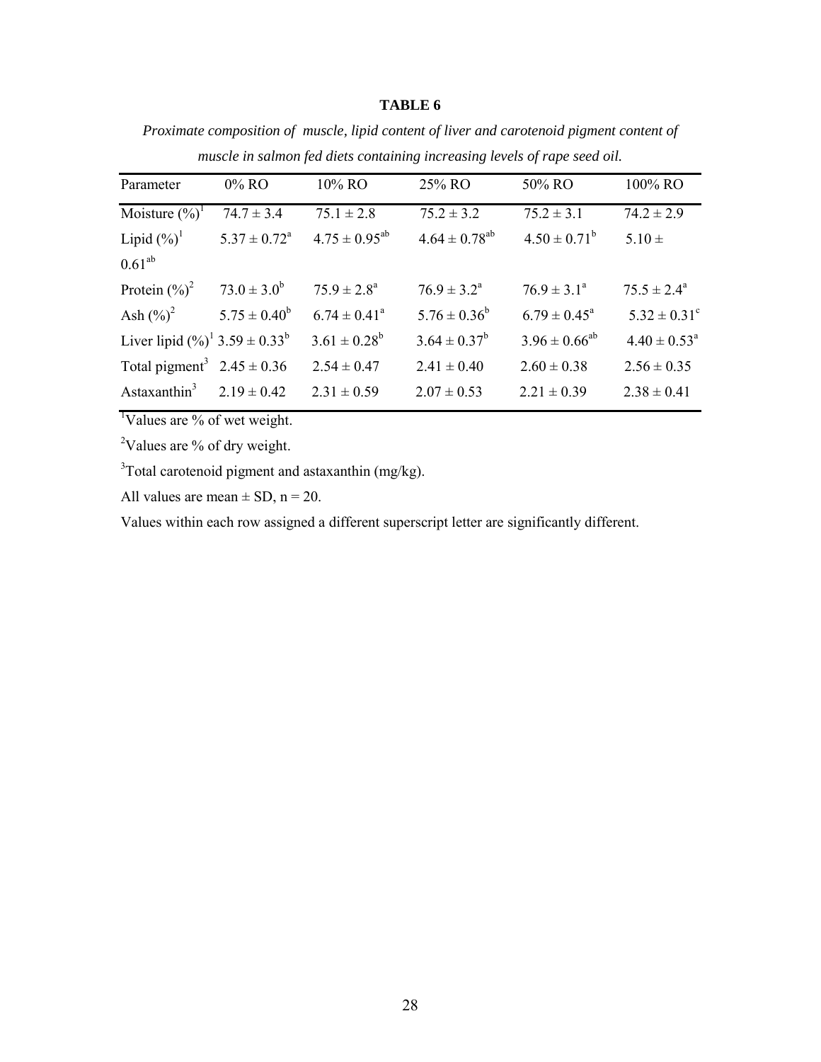**TABLE 6**

*Proximate composition of muscle, lipid content of liver and carotenoid pigment content of muscle in salmon fed diets containing increasing levels of rape seed oil.*

| Parameter | 0% RO | 10% RO | 25% RO | 50% RO | 100% RO |
|---|---|---|---|---|---|
| Moisture (%)[1] | 74.7 ± 3.4 | 75.1 ± 2.8 | 75.2 ± 3.2 | 75.2 ± 3.1 | 74.2 ± 2.9 |
| Lipid (%)[1] | 5.37 ± 0.72[a] | 4.75 ± 0.95[ab] | 4.64 ± 0.78[ab] | 4.50 ± 0.71[b] | 5.10 ± 0.61[ab] |
| Protein (%)[2] | 73.0 ± 3.0[b] | 75.9 ± 2.8[a] | 76.9 ± 3.2[a] | 76.9 ± 3.1[a] | 75.5 ± 2.4[a] |
| Ash (%)[2] | 5.75 ± 0.40[b] | 6.74 ± 0.41[a] | 5.76 ± 0.36[b] | 6.79 ± 0.45[a] | 5.32 ± 0.31[c] |
| Liver lipid (%)[1] | 3.59 ± 0.33[b] | 3.61 ± 0.28[b] | 3.64 ± 0.37[b] | 3.96 ± 0.66[ab] | 4.40 ± 0.53[a] |
| Total pigment[3] | 2.45 ± 0.36 | 2.54 ± 0.47 | 2.41 ± 0.40 | 2.60 ± 0.38 | 2.56 ± 0.35 |
| Astaxanthin[3] | 2.19 ± 0.42 | 2.31 ± 0.59 | 2.07 ± 0.53 | 2.21 ± 0.39 | 2.38 ± 0.41 |

[1]Values are % of wet weight.

[2]Values are % of dry weight.

[3]Total carotenoid pigment and astaxanthin (mg/kg).

All values are mean ± SD, n = 20.

Values within each row assigned a different superscript letter are significantly different.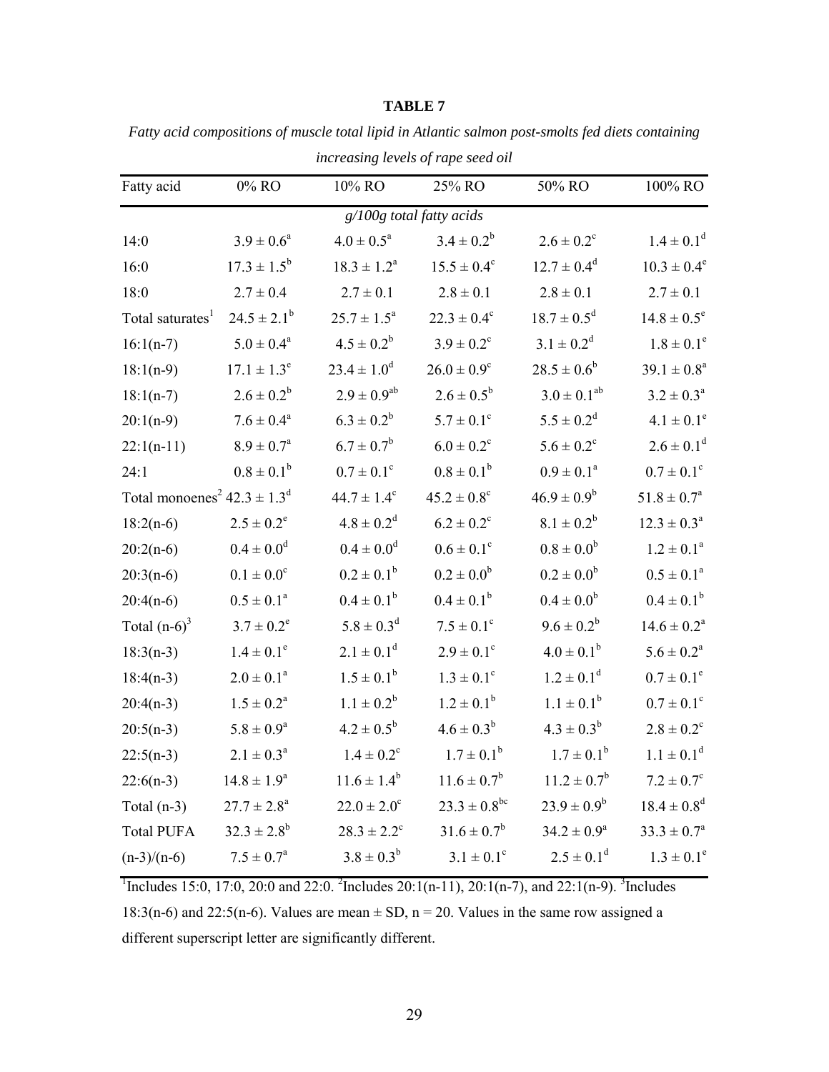**TABLE 7**

*Fatty acid compositions of muscle total lipid in Atlantic salmon post-smolts fed diets containing increasing levels of rape seed oil*

| Fatty acid | 0% RO | 10% RO | 25% RO | 50% RO | 100% RO |
|---|---|---|---|---|---|
| | | *g/100g total fatty acids* | | | |
| 14:0 | $3.9 \pm 0.6^{a}$ | $4.0 \pm 0.5^{a}$ | $3.4 \pm 0.2^{b}$ | $2.6 \pm 0.2^{c}$ | $1.4 \pm 0.1^{d}$ |
| 16:0 | $17.3 \pm 1.5^{b}$ | $18.3 \pm 1.2^{a}$ | $15.5 \pm 0.4^{c}$ | $12.7 \pm 0.4^{d}$ | $10.3 \pm 0.4^{e}$ |
| 18:0 | $2.7 \pm 0.4$ | $2.7 \pm 0.1$ | $2.8 \pm 0.1$ | $2.8 \pm 0.1$ | $2.7 \pm 0.1$ |
| Total saturates[1] | $24.5 \pm 2.1^{b}$ | $25.7 \pm 1.5^{a}$ | $22.3 \pm 0.4^{c}$ | $18.7 \pm 0.5^{d}$ | $14.8 \pm 0.5^{e}$ |
| 16:1(n-7) | $5.0 \pm 0.4^{a}$ | $4.5 \pm 0.2^{b}$ | $3.9 \pm 0.2^{c}$ | $3.1 \pm 0.2^{d}$ | $1.8 \pm 0.1^{e}$ |
| 18:1(n-9) | $17.1 \pm 1.3^{e}$ | $23.4 \pm 1.0^{d}$ | $26.0 \pm 0.9^{c}$ | $28.5 \pm 0.6^{b}$ | $39.1 \pm 0.8^{a}$ |
| 18:1(n-7) | $2.6 \pm 0.2^{b}$ | $2.9 \pm 0.9^{ab}$ | $2.6 \pm 0.5^{b}$ | $3.0 \pm 0.1^{ab}$ | $3.2 \pm 0.3^{a}$ |
| 20:1(n-9) | $7.6 \pm 0.4^{a}$ | $6.3 \pm 0.2^{b}$ | $5.7 \pm 0.1^{c}$ | $5.5 \pm 0.2^{d}$ | $4.1 \pm 0.1^{e}$ |
| 22:1(n-11) | $8.9 \pm 0.7^{a}$ | $6.7 \pm 0.7^{b}$ | $6.0 \pm 0.2^{c}$ | $5.6 \pm 0.2^{c}$ | $2.6 \pm 0.1^{d}$ |
| 24:1 | $0.8 \pm 0.1^{b}$ | $0.7 \pm 0.1^{c}$ | $0.8 \pm 0.1^{b}$ | $0.9 \pm 0.1^{a}$ | $0.7 \pm 0.1^{c}$ |
| Total monoenes[2] | $42.3 \pm 1.3^{d}$ | $44.7 \pm 1.4^{c}$ | $45.2 \pm 0.8^{c}$ | $46.9 \pm 0.9^{b}$ | $51.8 \pm 0.7^{a}$ |
| 18:2(n-6) | $2.5 \pm 0.2^{e}$ | $4.8 \pm 0.2^{d}$ | $6.2 \pm 0.2^{c}$ | $8.1 \pm 0.2^{b}$ | $12.3 \pm 0.3^{a}$ |
| 20:2(n-6) | $0.4 \pm 0.0^{d}$ | $0.4 \pm 0.0^{d}$ | $0.6 \pm 0.1^{c}$ | $0.8 \pm 0.0^{b}$ | $1.2 \pm 0.1^{a}$ |
| 20:3(n-6) | $0.1 \pm 0.0^{c}$ | $0.2 \pm 0.1^{b}$ | $0.2 \pm 0.0^{b}$ | $0.2 \pm 0.0^{b}$ | $0.5 \pm 0.1^{a}$ |
| 20:4(n-6) | $0.5 \pm 0.1^{a}$ | $0.4 \pm 0.1^{b}$ | $0.4 \pm 0.1^{b}$ | $0.4 \pm 0.0^{b}$ | $0.4 \pm 0.1^{b}$ |
| Total (n-6)[3] | $3.7 \pm 0.2^{e}$ | $5.8 \pm 0.3^{d}$ | $7.5 \pm 0.1^{c}$ | $9.6 \pm 0.2^{b}$ | $14.6 \pm 0.2^{a}$ |
| 18:3(n-3) | $1.4 \pm 0.1^{e}$ | $2.1 \pm 0.1^{d}$ | $2.9 \pm 0.1^{c}$ | $4.0 \pm 0.1^{b}$ | $5.6 \pm 0.2^{a}$ |
| 18:4(n-3) | $2.0 \pm 0.1^{a}$ | $1.5 \pm 0.1^{b}$ | $1.3 \pm 0.1^{c}$ | $1.2 \pm 0.1^{d}$ | $0.7 \pm 0.1^{e}$ |
| 20:4(n-3) | $1.5 \pm 0.2^{a}$ | $1.1 \pm 0.2^{b}$ | $1.2 \pm 0.1^{b}$ | $1.1 \pm 0.1^{b}$ | $0.7 \pm 0.1^{c}$ |
| 20:5(n-3) | $5.8 \pm 0.9^{a}$ | $4.2 \pm 0.5^{b}$ | $4.6 \pm 0.3^{b}$ | $4.3 \pm 0.3^{b}$ | $2.8 \pm 0.2^{c}$ |
| 22:5(n-3) | $2.1 \pm 0.3^{a}$ | $1.4 \pm 0.2^{c}$ | $1.7 \pm 0.1^{b}$ | $1.7 \pm 0.1^{b}$ | $1.1 \pm 0.1^{d}$ |
| 22:6(n-3) | $14.8 \pm 1.9^{a}$ | $11.6 \pm 1.4^{b}$ | $11.6 \pm 0.7^{b}$ | $11.2 \pm 0.7^{b}$ | $7.2 \pm 0.7^{c}$ |
| Total (n-3) | $27.7 \pm 2.8^{a}$ | $22.0 \pm 2.0^{c}$ | $23.3 \pm 0.8^{bc}$ | $23.9 \pm 0.9^{b}$ | $18.4 \pm 0.8^{d}$ |
| Total PUFA | $32.3 \pm 2.8^{b}$ | $28.3 \pm 2.2^{c}$ | $31.6 \pm 0.7^{b}$ | $34.2 \pm 0.9^{a}$ | $33.3 \pm 0.7^{a}$ |
| (n-3)/(n-6) | $7.5 \pm 0.7^{a}$ | $3.8 \pm 0.3^{b}$ | $3.1 \pm 0.1^{c}$ | $2.5 \pm 0.1^{d}$ | $1.3 \pm 0.1^{e}$ |

[1]Includes 15:0, 17:0, 20:0 and 22:0. [2]Includes 20:1(n-11), 20:1(n-7), and 22:1(n-9). [3]Includes 18:3(n-6) and 22:5(n-6). Values are mean ± SD, n = 20. Values in the same row assigned a different superscript letter are significantly different.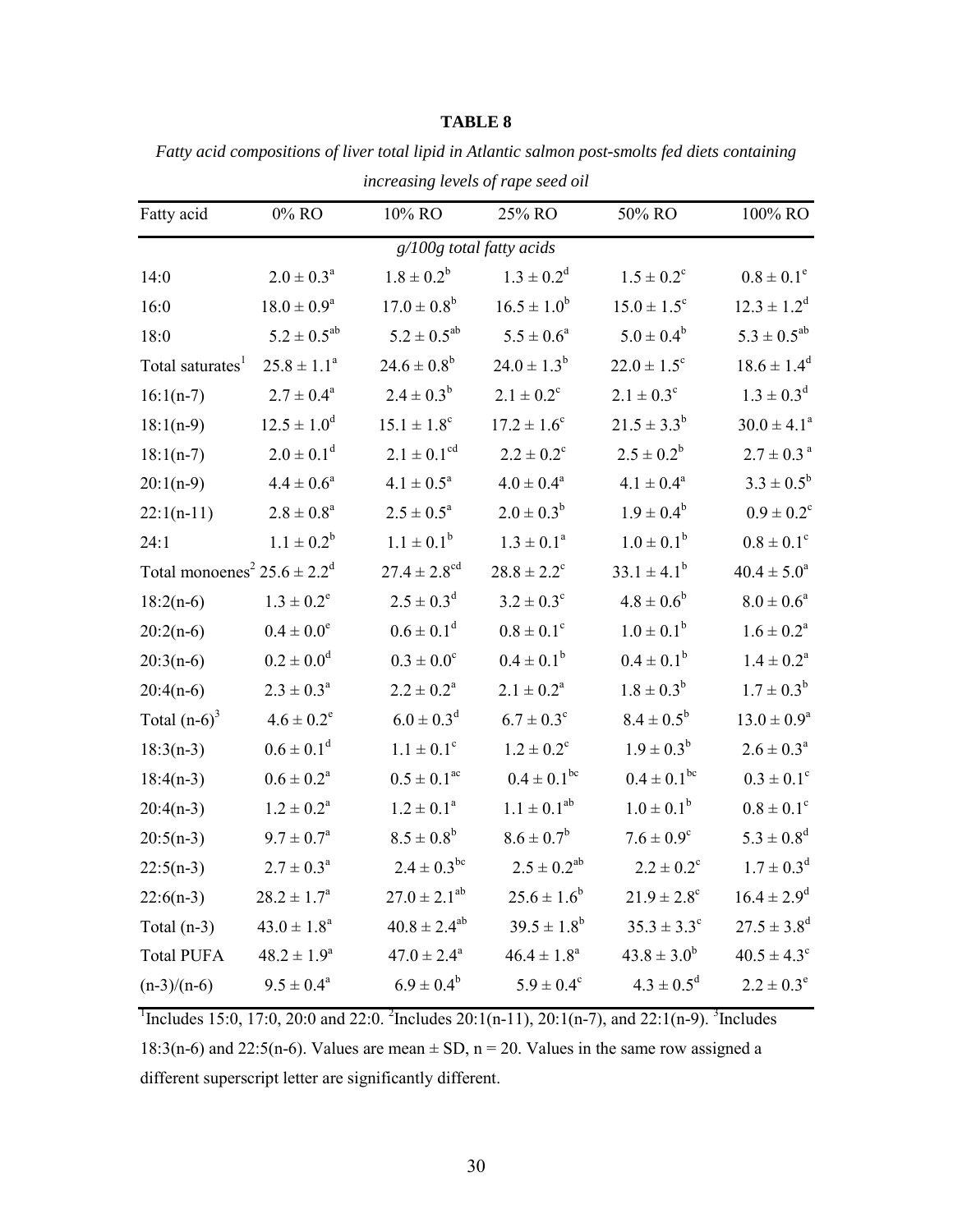**TABLE 8**

*Fatty acid compositions of liver total lipid in Atlantic salmon post-smolts fed diets containing increasing levels of rape seed oil*

| Fatty acid | 0% RO | 10% RO | 25% RO | 50% RO | 100% RO |
|---|---|---|---|---|---|
| | | | *g/100g total fatty acids* | | |
| 14:0 | $2.0 \pm 0.3^{a}$ | $1.8 \pm 0.2^{b}$ | $1.3 \pm 0.2^{d}$ | $1.5 \pm 0.2^{c}$ | $0.8 \pm 0.1^{e}$ |
| 16:0 | $18.0 \pm 0.9^{a}$ | $17.0 \pm 0.8^{b}$ | $16.5 \pm 1.0^{b}$ | $15.0 \pm 1.5^{c}$ | $12.3 \pm 1.2^{d}$ |
| 18:0 | $5.2 \pm 0.5^{ab}$ | $5.2 \pm 0.5^{ab}$ | $5.5 \pm 0.6^{a}$ | $5.0 \pm 0.4^{b}$ | $5.3 \pm 0.5^{ab}$ |
| Total saturates[1] | $25.8 \pm 1.1^{a}$ | $24.6 \pm 0.8^{b}$ | $24.0 \pm 1.3^{b}$ | $22.0 \pm 1.5^{c}$ | $18.6 \pm 1.4^{d}$ |
| 16:1(n-7) | $2.7 \pm 0.4^{a}$ | $2.4 \pm 0.3^{b}$ | $2.1 \pm 0.2^{c}$ | $2.1 \pm 0.3^{c}$ | $1.3 \pm 0.3^{d}$ |
| 18:1(n-9) | $12.5 \pm 1.0^{d}$ | $15.1 \pm 1.8^{c}$ | $17.2 \pm 1.6^{c}$ | $21.5 \pm 3.3^{b}$ | $30.0 \pm 4.1^{a}$ |
| 18:1(n-7) | $2.0 \pm 0.1^{d}$ | $2.1 \pm 0.1^{cd}$ | $2.2 \pm 0.2^{c}$ | $2.5 \pm 0.2^{b}$ | $2.7 \pm 0.3^{a}$ |
| 20:1(n-9) | $4.4 \pm 0.6^{a}$ | $4.1 \pm 0.5^{a}$ | $4.0 \pm 0.4^{a}$ | $4.1 \pm 0.4^{a}$ | $3.3 \pm 0.5^{b}$ |
| 22:1(n-11) | $2.8 \pm 0.8^{a}$ | $2.5 \pm 0.5^{a}$ | $2.0 \pm 0.3^{b}$ | $1.9 \pm 0.4^{b}$ | $0.9 \pm 0.2^{c}$ |
| 24:1 | $1.1 \pm 0.2^{b}$ | $1.1 \pm 0.1^{b}$ | $1.3 \pm 0.1^{a}$ | $1.0 \pm 0.1^{b}$ | $0.8 \pm 0.1^{c}$ |
| Total monoenes[2] | $25.6 \pm 2.2^{d}$ | $27.4 \pm 2.8^{cd}$ | $28.8 \pm 2.2^{c}$ | $33.1 \pm 4.1^{b}$ | $40.4 \pm 5.0^{a}$ |
| 18:2(n-6) | $1.3 \pm 0.2^{e}$ | $2.5 \pm 0.3^{d}$ | $3.2 \pm 0.3^{c}$ | $4.8 \pm 0.6^{b}$ | $8.0 \pm 0.6^{a}$ |
| 20:2(n-6) | $0.4 \pm 0.0^{e}$ | $0.6 \pm 0.1^{d}$ | $0.8 \pm 0.1^{c}$ | $1.0 \pm 0.1^{b}$ | $1.6 \pm 0.2^{a}$ |
| 20:3(n-6) | $0.2 \pm 0.0^{d}$ | $0.3 \pm 0.0^{c}$ | $0.4 \pm 0.1^{b}$ | $0.4 \pm 0.1^{b}$ | $1.4 \pm 0.2^{a}$ |
| 20:4(n-6) | $2.3 \pm 0.3^{a}$ | $2.2 \pm 0.2^{a}$ | $2.1 \pm 0.2^{a}$ | $1.8 \pm 0.3^{b}$ | $1.7 \pm 0.3^{b}$ |
| Total (n-6)[3] | $4.6 \pm 0.2^{e}$ | $6.0 \pm 0.3^{d}$ | $6.7 \pm 0.3^{c}$ | $8.4 \pm 0.5^{b}$ | $13.0 \pm 0.9^{a}$ |
| 18:3(n-3) | $0.6 \pm 0.1^{d}$ | $1.1 \pm 0.1^{c}$ | $1.2 \pm 0.2^{c}$ | $1.9 \pm 0.3^{b}$ | $2.6 \pm 0.3^{a}$ |
| 18:4(n-3) | $0.6 \pm 0.2^{a}$ | $0.5 \pm 0.1^{ac}$ | $0.4 \pm 0.1^{bc}$ | $0.4 \pm 0.1^{bc}$ | $0.3 \pm 0.1^{c}$ |
| 20:4(n-3) | $1.2 \pm 0.2^{a}$ | $1.2 \pm 0.1^{a}$ | $1.1 \pm 0.1^{ab}$ | $1.0 \pm 0.1^{b}$ | $0.8 \pm 0.1^{c}$ |
| 20:5(n-3) | $9.7 \pm 0.7^{a}$ | $8.5 \pm 0.8^{b}$ | $8.6 \pm 0.7^{b}$ | $7.6 \pm 0.9^{c}$ | $5.3 \pm 0.8^{d}$ |
| 22:5(n-3) | $2.7 \pm 0.3^{a}$ | $2.4 \pm 0.3^{bc}$ | $2.5 \pm 0.2^{ab}$ | $2.2 \pm 0.2^{c}$ | $1.7 \pm 0.3^{d}$ |
| 22:6(n-3) | $28.2 \pm 1.7^{a}$ | $27.0 \pm 2.1^{ab}$ | $25.6 \pm 1.6^{b}$ | $21.9 \pm 2.8^{c}$ | $16.4 \pm 2.9^{d}$ |
| Total (n-3) | $43.0 \pm 1.8^{a}$ | $40.8 \pm 2.4^{ab}$ | $39.5 \pm 1.8^{b}$ | $35.3 \pm 3.3^{c}$ | $27.5 \pm 3.8^{d}$ |
| Total PUFA | $48.2 \pm 1.9^{a}$ | $47.0 \pm 2.4^{a}$ | $46.4 \pm 1.8^{a}$ | $43.8 \pm 3.0^{b}$ | $40.5 \pm 4.3^{c}$ |
| (n-3)/(n-6) | $9.5 \pm 0.4^{a}$ | $6.9 \pm 0.4^{b}$ | $5.9 \pm 0.4^{c}$ | $4.3 \pm 0.5^{d}$ | $2.2 \pm 0.3^{e}$ |

[1]Includes 15:0, 17:0, 20:0 and 22:0. [2]Includes 20:1(n-11), 20:1(n-7), and 22:1(n-9). [3]Includes 18:3(n-6) and 22:5(n-6). Values are mean ± SD, n = 20. Values in the same row assigned a different superscript letter are significantly different.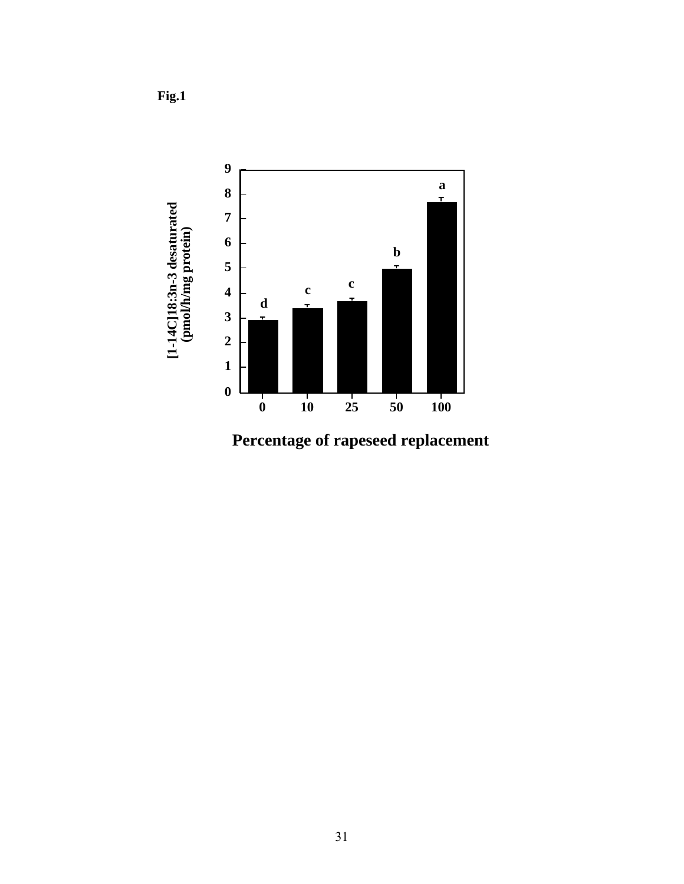**Fig.1**

| Percentage of rapeseed replacement | [1-14C]18:3n-3 desaturated (pmol/h/mg protein) | Significance |
|---|---|---|
| 0 | ~2.9 | d |
| 10 | ~3.4 | c |
| 25 | ~3.7 | c |
| 50 | ~5.0 | b |
| 100 | ~7.7 | a |

*Values are approximate, read from bar chart.*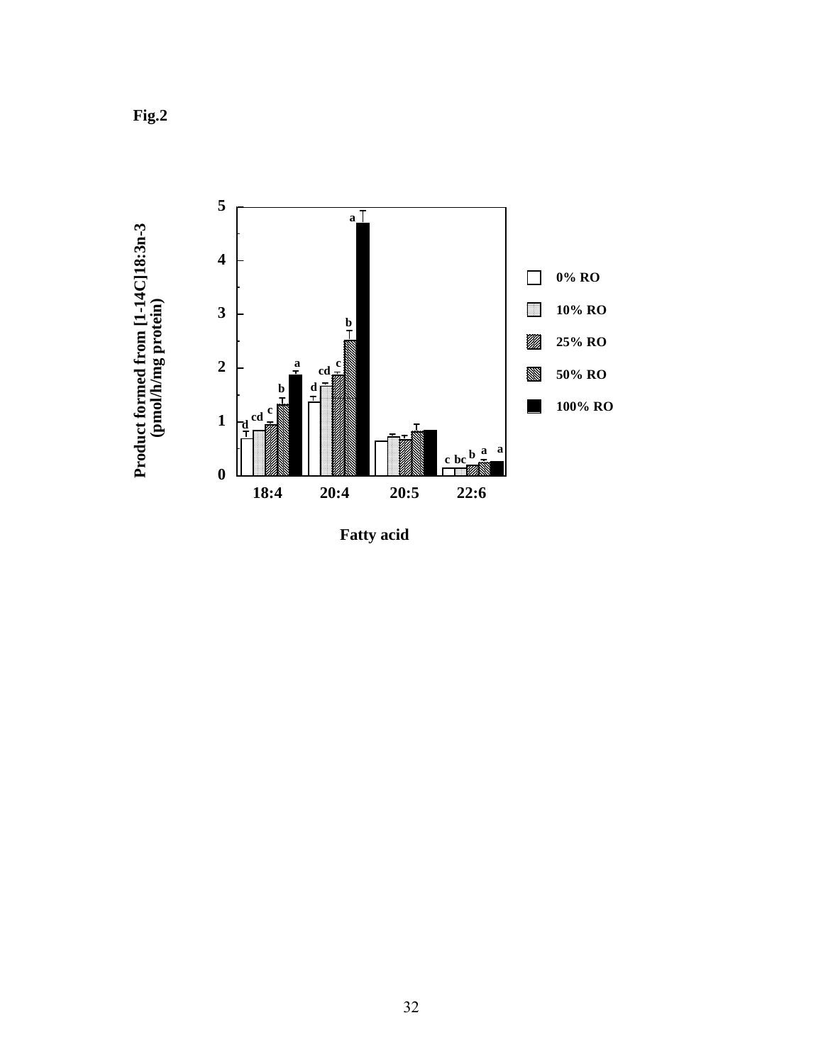Fig.2

Product formed from [1-14C]18:3n-3 (pmol/h/mg protein)

5

4

3

2

1

0

18:4

20:4

20:5

22:6

Fatty acid

d cd c b a

d cd c b a

c bc b a a

0% RO

10% RO

25% RO

50% RO

100% RO